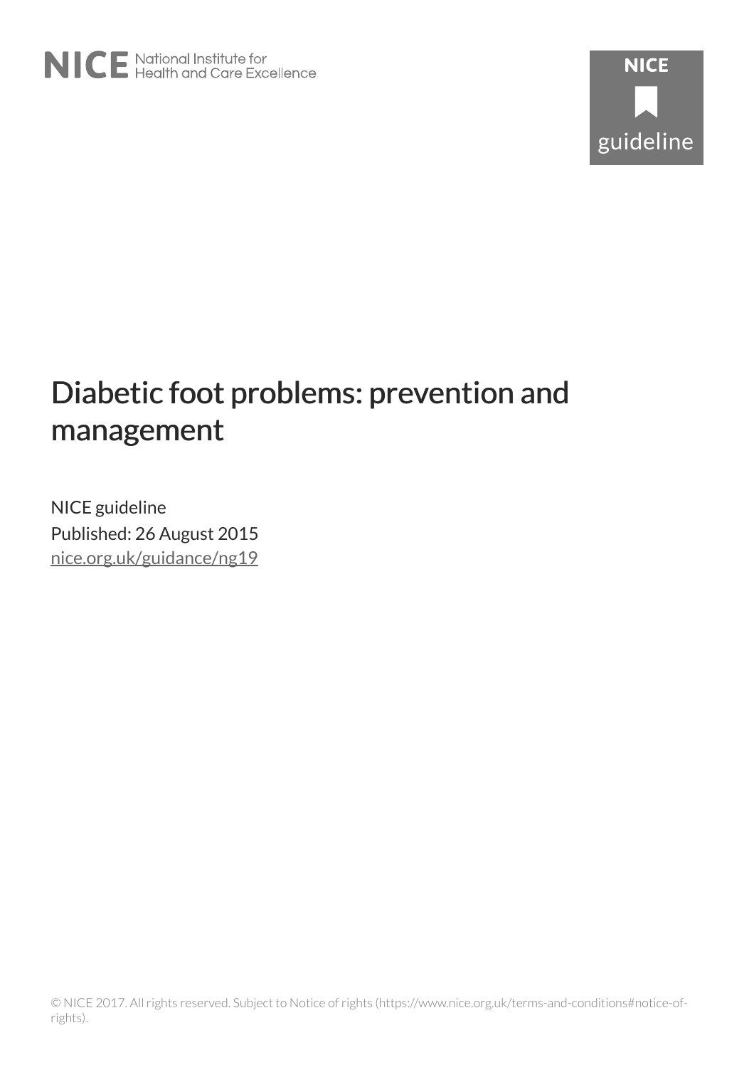# Diabetic foot problems: prevention and management

NICE guideline

Published: 26 August 2015

nice.org.uk/guidance/ng19

© NICE 2017. All rights reserved. Subject to Notice of rights (https://www.nice.org.uk/terms-and-conditions#notice-of-rights).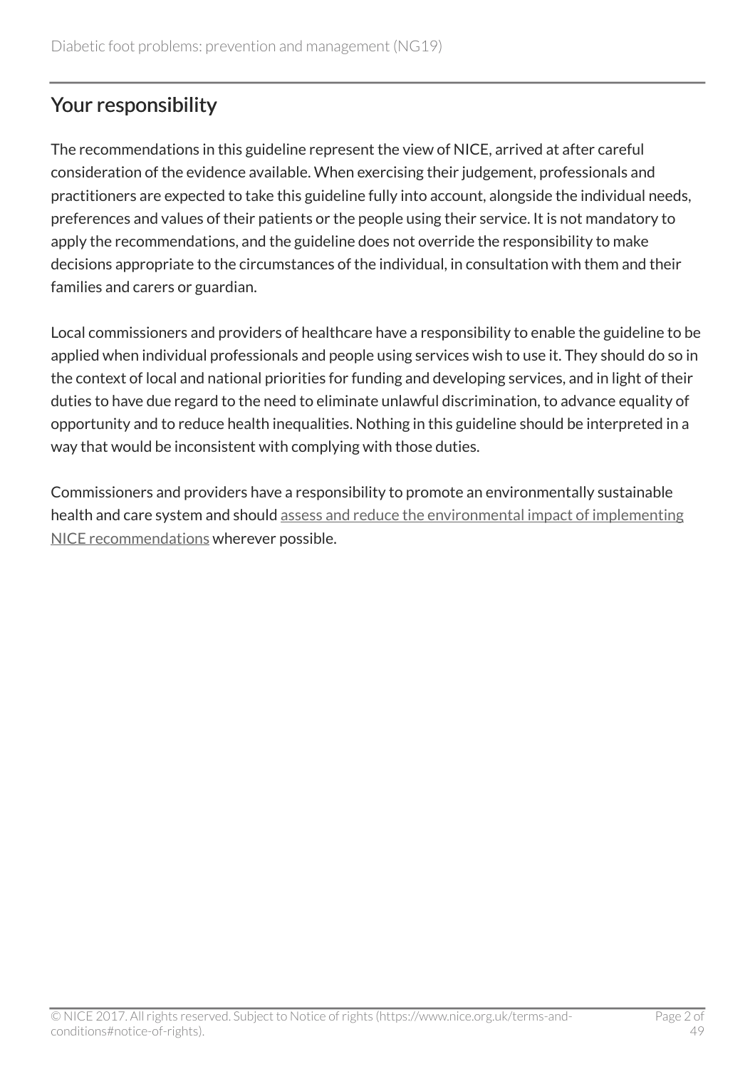## Your responsibility

The recommendations in this guideline represent the view of NICE, arrived at after careful consideration of the evidence available. When exercising their judgement, professionals and practitioners are expected to take this guideline fully into account, alongside the individual needs, preferences and values of their patients or the people using their service. It is not mandatory to apply the recommendations, and the guideline does not override the responsibility to make decisions appropriate to the circumstances of the individual, in consultation with them and their families and carers or guardian.

Local commissioners and providers of healthcare have a responsibility to enable the guideline to be applied when individual professionals and people using services wish to use it. They should do so in the context of local and national priorities for funding and developing services, and in light of their duties to have due regard to the need to eliminate unlawful discrimination, to advance equality of opportunity and to reduce health inequalities. Nothing in this guideline should be interpreted in a way that would be inconsistent with complying with those duties.

Commissioners and providers have a responsibility to promote an environmentally sustainable health and care system and should assess and reduce the environmental impact of implementing NICE recommendations wherever possible.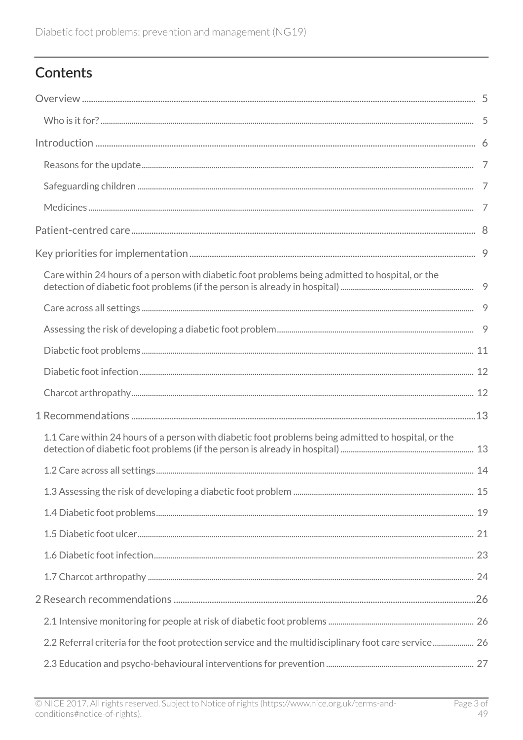# Contents

Overview ..... 5

- Who is it for? ..... 5

Introduction ..... 6

- Reasons for the update ..... 7
- Safeguarding children ..... 7
- Medicines ..... 7

Patient-centred care ..... 8

Key priorities for implementation ..... 9

- Care within 24 hours of a person with diabetic foot problems being admitted to hospital, or the detection of diabetic foot problems (if the person is already in hospital) ..... 9
- Care across all settings ..... 9
- Assessing the risk of developing a diabetic foot problem ..... 9
- Diabetic foot problems ..... 11
- Diabetic foot infection ..... 12
- Charcot arthropathy ..... 12

1 Recommendations ..... 13

- 1.1 Care within 24 hours of a person with diabetic foot problems being admitted to hospital, or the detection of diabetic foot problems (if the person is already in hospital) ..... 13
- 1.2 Care across all settings ..... 14
- 1.3 Assessing the risk of developing a diabetic foot problem ..... 15
- 1.4 Diabetic foot problems ..... 19
- 1.5 Diabetic foot ulcer ..... 21
- 1.6 Diabetic foot infection ..... 23
- 1.7 Charcot arthropathy ..... 24

2 Research recommendations ..... 26

- 2.1 Intensive monitoring for people at risk of diabetic foot problems ..... 26
- 2.2 Referral criteria for the foot protection service and the multidisciplinary foot care service ..... 26
- 2.3 Education and psycho-behavioural interventions for prevention ..... 27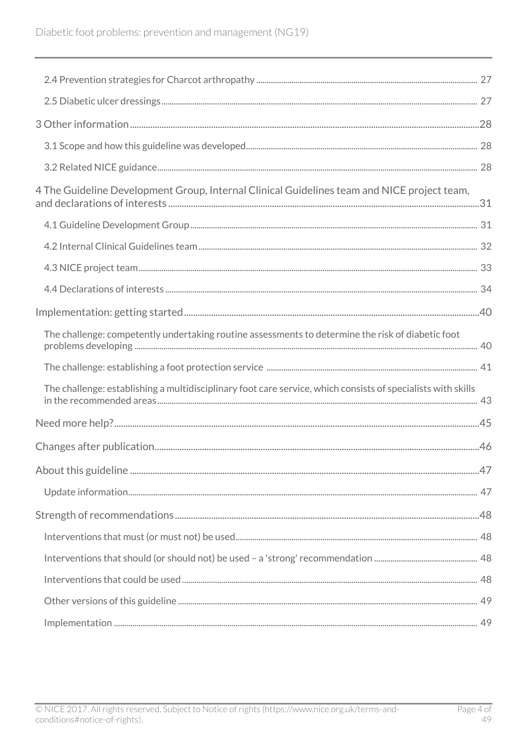- 2.4 Prevention strategies for Charcot arthropathy ... 27
- 2.5 Diabetic ulcer dressings ... 27

3 Other information ... 28

- 3.1 Scope and how this guideline was developed ... 28
- 3.2 Related NICE guidance ... 28

4 The Guideline Development Group, Internal Clinical Guidelines team and NICE project team, and declarations of interests ... 31

- 4.1 Guideline Development Group ... 31
- 4.2 Internal Clinical Guidelines team ... 32
- 4.3 NICE project team ... 33
- 4.4 Declarations of interests ... 34

Implementation: getting started ... 40

- The challenge: competently undertaking routine assessments to determine the risk of diabetic foot problems developing ... 40
- The challenge: establishing a foot protection service ... 41
- The challenge: establishing a multidisciplinary foot care service, which consists of specialists with skills in the recommended areas ... 43

Need more help? ... 45

Changes after publication ... 46

About this guideline ... 47

- Update information ... 47

Strength of recommendations ... 48

- Interventions that must (or must not) be used ... 48
- Interventions that should (or should not) be used – a 'strong' recommendation ... 48
- Interventions that could be used ... 48
- Other versions of this guideline ... 49
- Implementation ... 49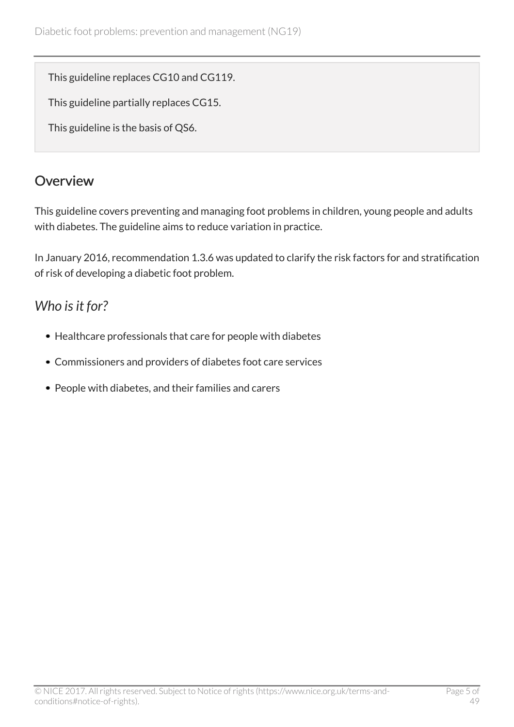This guideline replaces CG10 and CG119.

This guideline partially replaces CG15.

This guideline is the basis of QS6.

## Overview

This guideline covers preventing and managing foot problems in children, young people and adults with diabetes. The guideline aims to reduce variation in practice.

In January 2016, recommendation 1.3.6 was updated to clarify the risk factors for and stratification of risk of developing a diabetic foot problem.

### *Who is it for?*

- Healthcare professionals that care for people with diabetes
- Commissioners and providers of diabetes foot care services
- People with diabetes, and their families and carers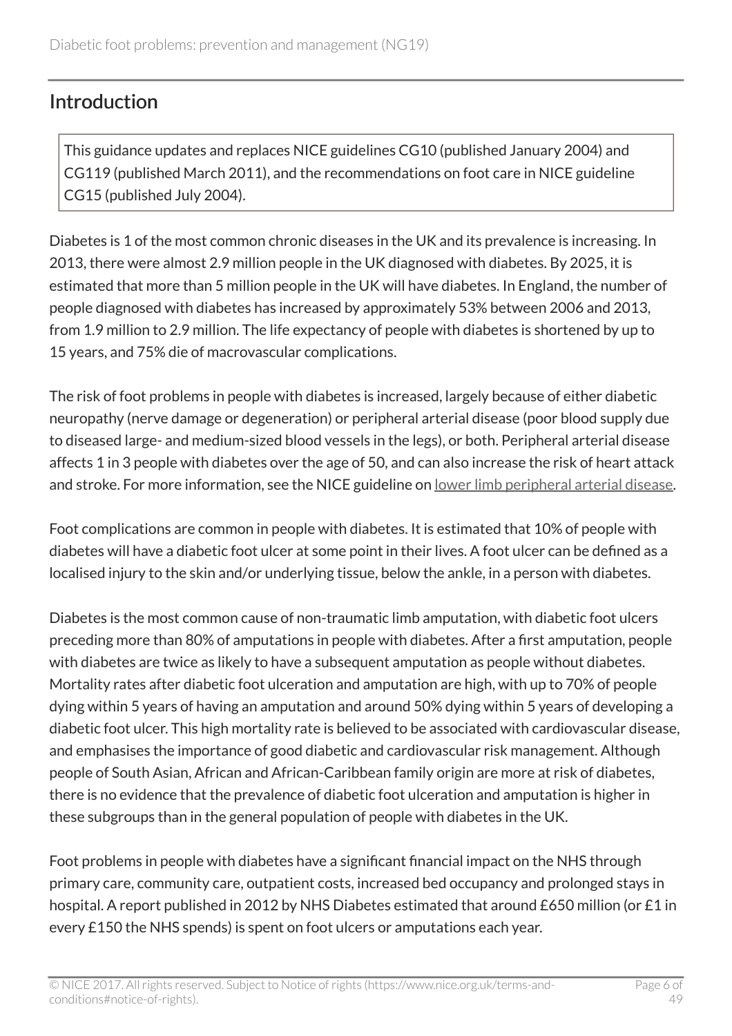## Introduction

> This guidance updates and replaces NICE guidelines CG10 (published January 2004) and CG119 (published March 2011), and the recommendations on foot care in NICE guideline CG15 (published July 2004).

Diabetes is 1 of the most common chronic diseases in the UK and its prevalence is increasing. In 2013, there were almost 2.9 million people in the UK diagnosed with diabetes. By 2025, it is estimated that more than 5 million people in the UK will have diabetes. In England, the number of people diagnosed with diabetes has increased by approximately 53% between 2006 and 2013, from 1.9 million to 2.9 million. The life expectancy of people with diabetes is shortened by up to 15 years, and 75% die of macrovascular complications.

The risk of foot problems in people with diabetes is increased, largely because of either diabetic neuropathy (nerve damage or degeneration) or peripheral arterial disease (poor blood supply due to diseased large- and medium-sized blood vessels in the legs), or both. Peripheral arterial disease affects 1 in 3 people with diabetes over the age of 50, and can also increase the risk of heart attack and stroke. For more information, see the NICE guideline on lower limb peripheral arterial disease.

Foot complications are common in people with diabetes. It is estimated that 10% of people with diabetes will have a diabetic foot ulcer at some point in their lives. A foot ulcer can be defined as a localised injury to the skin and/or underlying tissue, below the ankle, in a person with diabetes.

Diabetes is the most common cause of non-traumatic limb amputation, with diabetic foot ulcers preceding more than 80% of amputations in people with diabetes. After a first amputation, people with diabetes are twice as likely to have a subsequent amputation as people without diabetes. Mortality rates after diabetic foot ulceration and amputation are high, with up to 70% of people dying within 5 years of having an amputation and around 50% dying within 5 years of developing a diabetic foot ulcer. This high mortality rate is believed to be associated with cardiovascular disease, and emphasises the importance of good diabetic and cardiovascular risk management. Although people of South Asian, African and African-Caribbean family origin are more at risk of diabetes, there is no evidence that the prevalence of diabetic foot ulceration and amputation is higher in these subgroups than in the general population of people with diabetes in the UK.

Foot problems in people with diabetes have a significant financial impact on the NHS through primary care, community care, outpatient costs, increased bed occupancy and prolonged stays in hospital. A report published in 2012 by NHS Diabetes estimated that around £650 million (or £1 in every £150 the NHS spends) is spent on foot ulcers or amputations each year.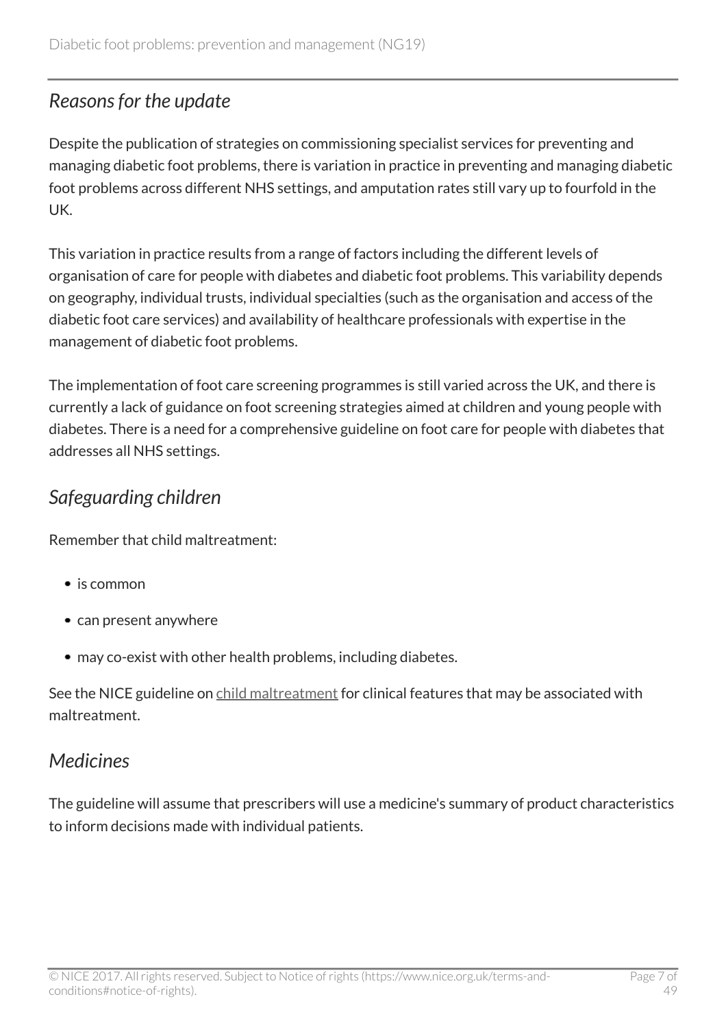## *Reasons for the update*

Despite the publication of strategies on commissioning specialist services for preventing and managing diabetic foot problems, there is variation in practice in preventing and managing diabetic foot problems across different NHS settings, and amputation rates still vary up to fourfold in the UK.

This variation in practice results from a range of factors including the different levels of organisation of care for people with diabetes and diabetic foot problems. This variability depends on geography, individual trusts, individual specialties (such as the organisation and access of the diabetic foot care services) and availability of healthcare professionals with expertise in the management of diabetic foot problems.

The implementation of foot care screening programmes is still varied across the UK, and there is currently a lack of guidance on foot screening strategies aimed at children and young people with diabetes. There is a need for a comprehensive guideline on foot care for people with diabetes that addresses all NHS settings.

## *Safeguarding children*

Remember that child maltreatment:

- is common
- can present anywhere
- may co-exist with other health problems, including diabetes.

See the NICE guideline on child maltreatment for clinical features that may be associated with maltreatment.

## *Medicines*

The guideline will assume that prescribers will use a medicine's summary of product characteristics to inform decisions made with individual patients.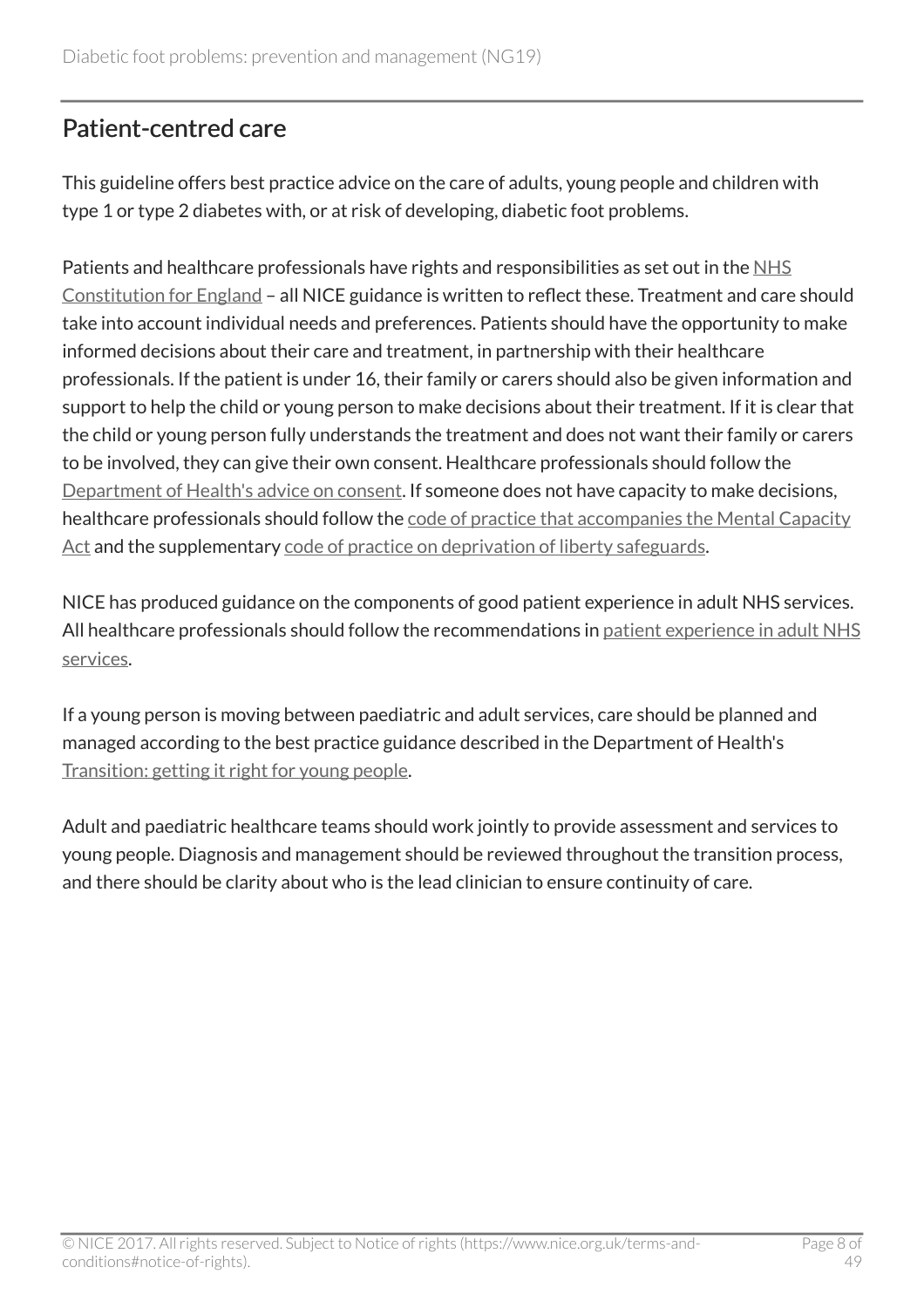## Patient-centred care

This guideline offers best practice advice on the care of adults, young people and children with type 1 or type 2 diabetes with, or at risk of developing, diabetic foot problems.

Patients and healthcare professionals have rights and responsibilities as set out in the NHS Constitution for England – all NICE guidance is written to reflect these. Treatment and care should take into account individual needs and preferences. Patients should have the opportunity to make informed decisions about their care and treatment, in partnership with their healthcare professionals. If the patient is under 16, their family or carers should also be given information and support to help the child or young person to make decisions about their treatment. If it is clear that the child or young person fully understands the treatment and does not want their family or carers to be involved, they can give their own consent. Healthcare professionals should follow the Department of Health's advice on consent. If someone does not have capacity to make decisions, healthcare professionals should follow the code of practice that accompanies the Mental Capacity Act and the supplementary code of practice on deprivation of liberty safeguards.

NICE has produced guidance on the components of good patient experience in adult NHS services. All healthcare professionals should follow the recommendations in patient experience in adult NHS services.

If a young person is moving between paediatric and adult services, care should be planned and managed according to the best practice guidance described in the Department of Health's Transition: getting it right for young people.

Adult and paediatric healthcare teams should work jointly to provide assessment and services to young people. Diagnosis and management should be reviewed throughout the transition process, and there should be clarity about who is the lead clinician to ensure continuity of care.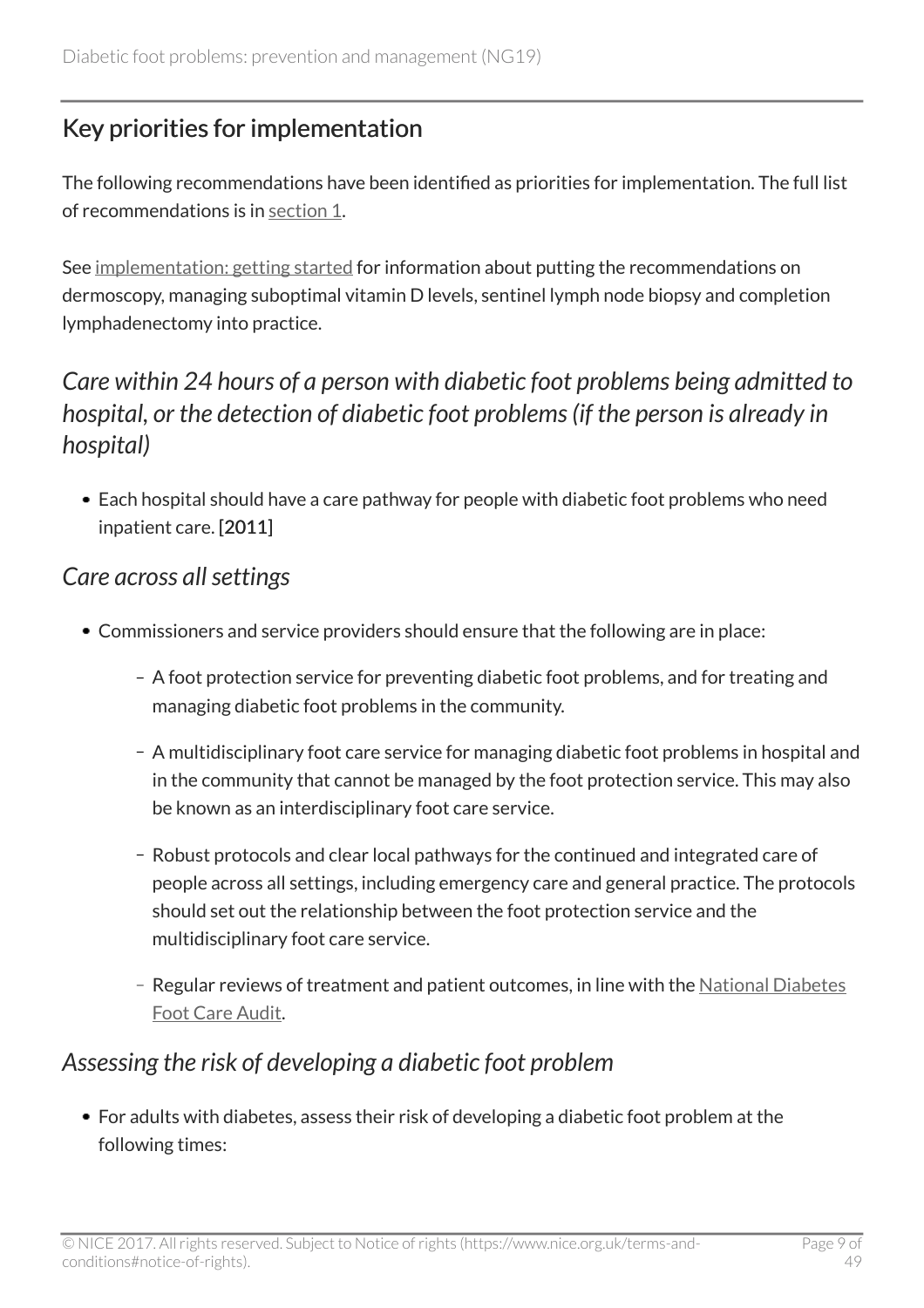## Key priorities for implementation

The following recommendations have been identified as priorities for implementation. The full list of recommendations is in section 1.

See implementation: getting started for information about putting the recommendations on dermoscopy, managing suboptimal vitamin D levels, sentinel lymph node biopsy and completion lymphadenectomy into practice.

### *Care within 24 hours of a person with diabetic foot problems being admitted to hospital, or the detection of diabetic foot problems (if the person is already in hospital)*

- Each hospital should have a care pathway for people with diabetic foot problems who need inpatient care. [2011]

### *Care across all settings*

- Commissioners and service providers should ensure that the following are in place:
  - A foot protection service for preventing diabetic foot problems, and for treating and managing diabetic foot problems in the community.
  - A multidisciplinary foot care service for managing diabetic foot problems in hospital and in the community that cannot be managed by the foot protection service. This may also be known as an interdisciplinary foot care service.
  - Robust protocols and clear local pathways for the continued and integrated care of people across all settings, including emergency care and general practice. The protocols should set out the relationship between the foot protection service and the multidisciplinary foot care service.
  - Regular reviews of treatment and patient outcomes, in line with the National Diabetes Foot Care Audit.

### *Assessing the risk of developing a diabetic foot problem*

- For adults with diabetes, assess their risk of developing a diabetic foot problem at the following times: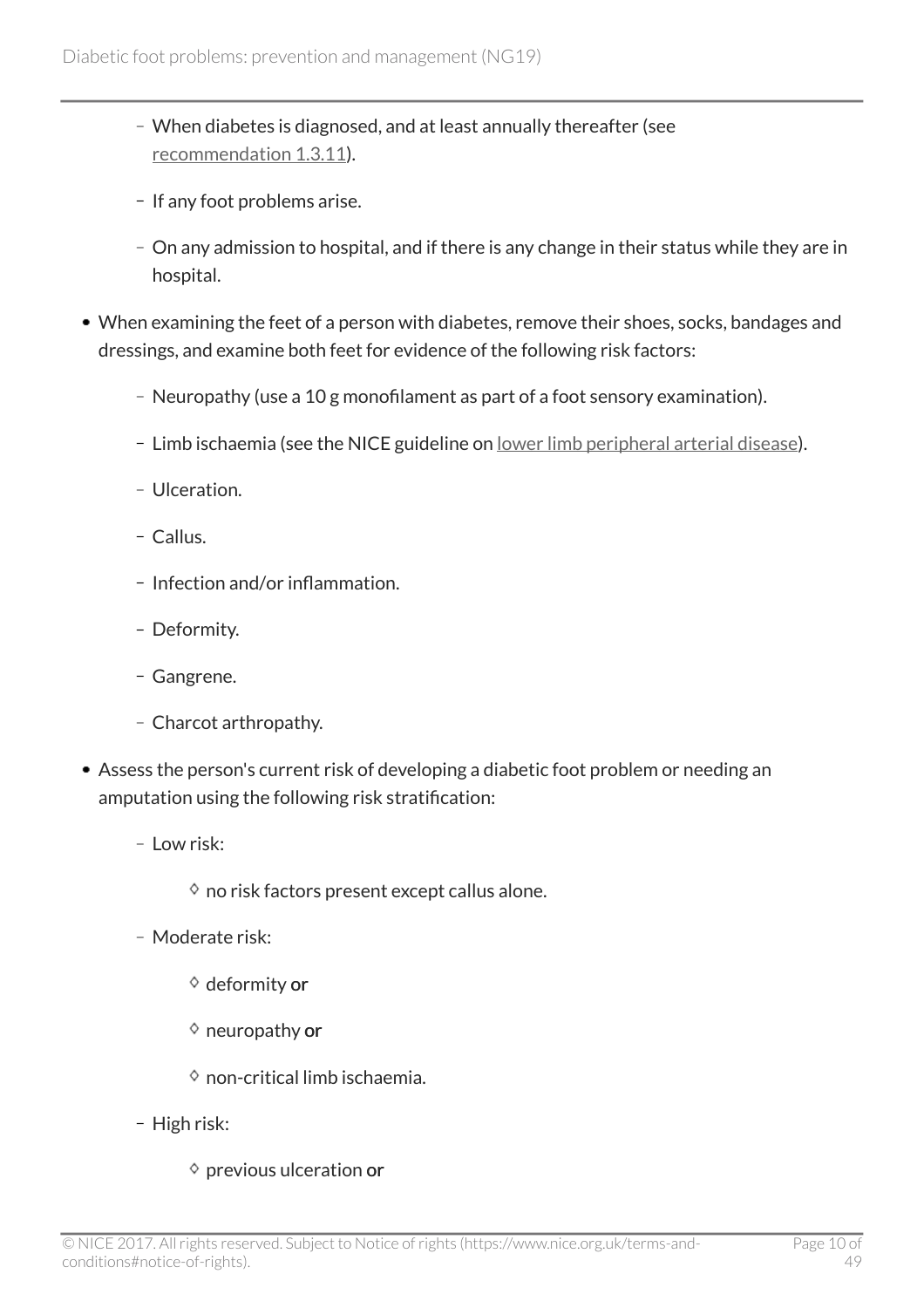- When diabetes is diagnosed, and at least annually thereafter (see recommendation 1.3.11).
  - If any foot problems arise.
  - On any admission to hospital, and if there is any change in their status while they are in hospital.
- When examining the feet of a person with diabetes, remove their shoes, socks, bandages and dressings, and examine both feet for evidence of the following risk factors:
  - Neuropathy (use a 10 g monofilament as part of a foot sensory examination).
  - Limb ischaemia (see the NICE guideline on lower limb peripheral arterial disease).
  - Ulceration.
  - Callus.
  - Infection and/or inflammation.
  - Deformity.
  - Gangrene.
  - Charcot arthropathy.
- Assess the person's current risk of developing a diabetic foot problem or needing an amputation using the following risk stratification:
  - Low risk:
    - no risk factors present except callus alone.
  - Moderate risk:
    - deformity **or**
    - neuropathy **or**
    - non-critical limb ischaemia.
  - High risk:
    - previous ulceration **or**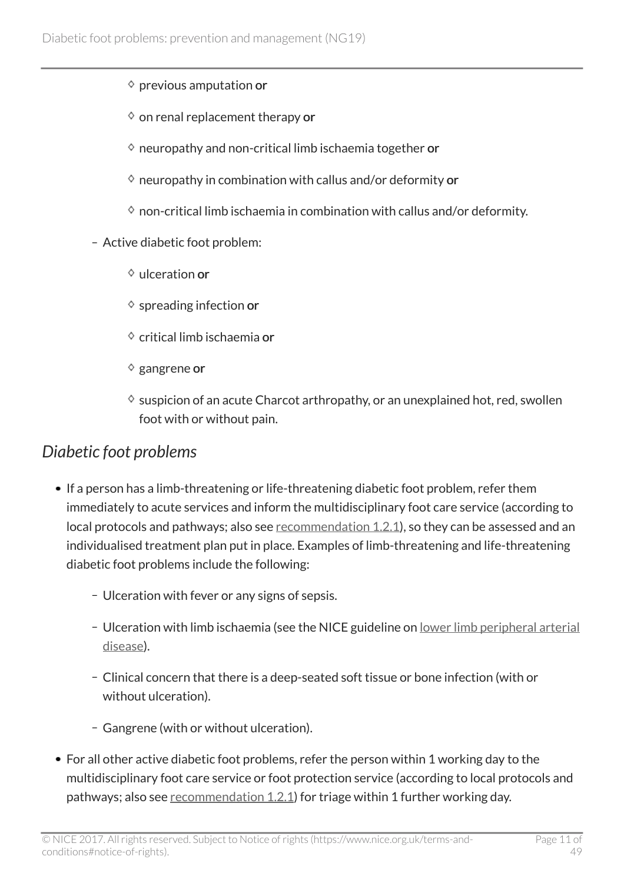- ◊ previous amputation **or**
    - ◊ on renal replacement therapy **or**
    - ◊ neuropathy and non-critical limb ischaemia together **or**
    - ◊ neuropathy in combination with callus and/or deformity **or**
    - ◊ non-critical limb ischaemia in combination with callus and/or deformity.
  - Active diabetic foot problem:
    - ◊ ulceration **or**
    - ◊ spreading infection **or**
    - ◊ critical limb ischaemia **or**
    - ◊ gangrene **or**
    - ◊ suspicion of an acute Charcot arthropathy, or an unexplained hot, red, swollen foot with or without pain.

## *Diabetic foot problems*

- If a person has a limb-threatening or life-threatening diabetic foot problem, refer them immediately to acute services and inform the multidisciplinary foot care service (according to local protocols and pathways; also see recommendation 1.2.1), so they can be assessed and an individualised treatment plan put in place. Examples of limb-threatening and life-threatening diabetic foot problems include the following:
  - Ulceration with fever or any signs of sepsis.
  - Ulceration with limb ischaemia (see the NICE guideline on lower limb peripheral arterial disease).
  - Clinical concern that there is a deep-seated soft tissue or bone infection (with or without ulceration).
  - Gangrene (with or without ulceration).
- For all other active diabetic foot problems, refer the person within 1 working day to the multidisciplinary foot care service or foot protection service (according to local protocols and pathways; also see recommendation 1.2.1) for triage within 1 further working day.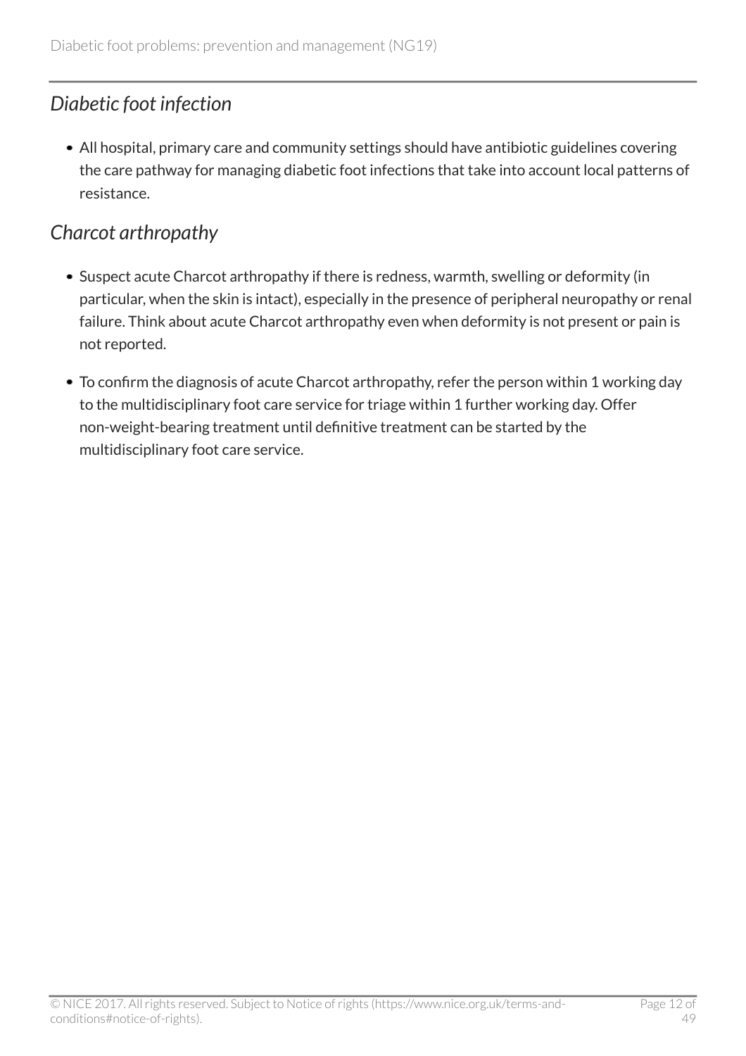### *Diabetic foot infection*

- All hospital, primary care and community settings should have antibiotic guidelines covering the care pathway for managing diabetic foot infections that take into account local patterns of resistance.

### *Charcot arthropathy*

- Suspect acute Charcot arthropathy if there is redness, warmth, swelling or deformity (in particular, when the skin is intact), especially in the presence of peripheral neuropathy or renal failure. Think about acute Charcot arthropathy even when deformity is not present or pain is not reported.
- To confirm the diagnosis of acute Charcot arthropathy, refer the person within 1 working day to the multidisciplinary foot care service for triage within 1 further working day. Offer non-weight-bearing treatment until definitive treatment can be started by the multidisciplinary foot care service.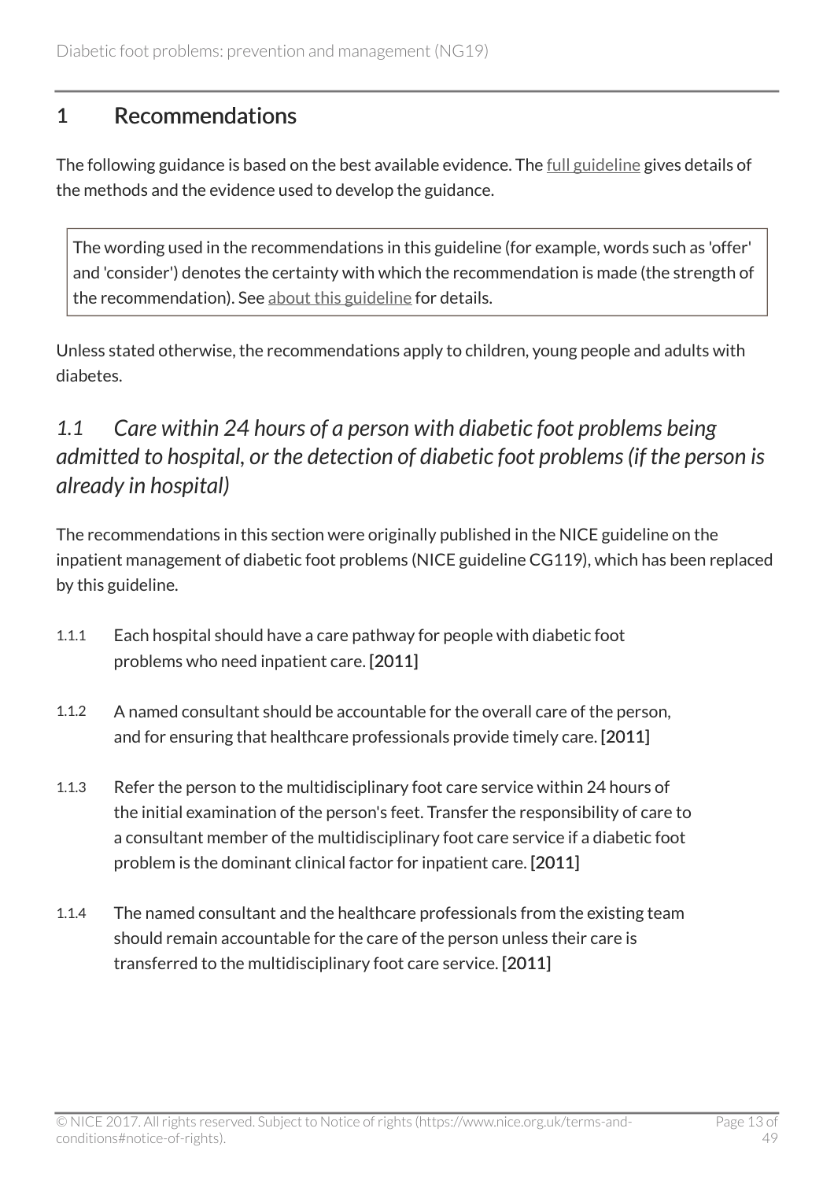## 1 Recommendations

The following guidance is based on the best available evidence. The full guideline gives details of the methods and the evidence used to develop the guidance.

> The wording used in the recommendations in this guideline (for example, words such as 'offer' and 'consider') denotes the certainty with which the recommendation is made (the strength of the recommendation). See about this guideline for details.

Unless stated otherwise, the recommendations apply to children, young people and adults with diabetes.

### *1.1 Care within 24 hours of a person with diabetic foot problems being admitted to hospital, or the detection of diabetic foot problems (if the person is already in hospital)*

The recommendations in this section were originally published in the NICE guideline on the inpatient management of diabetic foot problems (NICE guideline CG119), which has been replaced by this guideline.

1.1.1 Each hospital should have a care pathway for people with diabetic foot problems who need inpatient care. **[2011]**

1.1.2 A named consultant should be accountable for the overall care of the person, and for ensuring that healthcare professionals provide timely care. **[2011]**

1.1.3 Refer the person to the multidisciplinary foot care service within 24 hours of the initial examination of the person's feet. Transfer the responsibility of care to a consultant member of the multidisciplinary foot care service if a diabetic foot problem is the dominant clinical factor for inpatient care. **[2011]**

1.1.4 The named consultant and the healthcare professionals from the existing team should remain accountable for the care of the person unless their care is transferred to the multidisciplinary foot care service. **[2011]**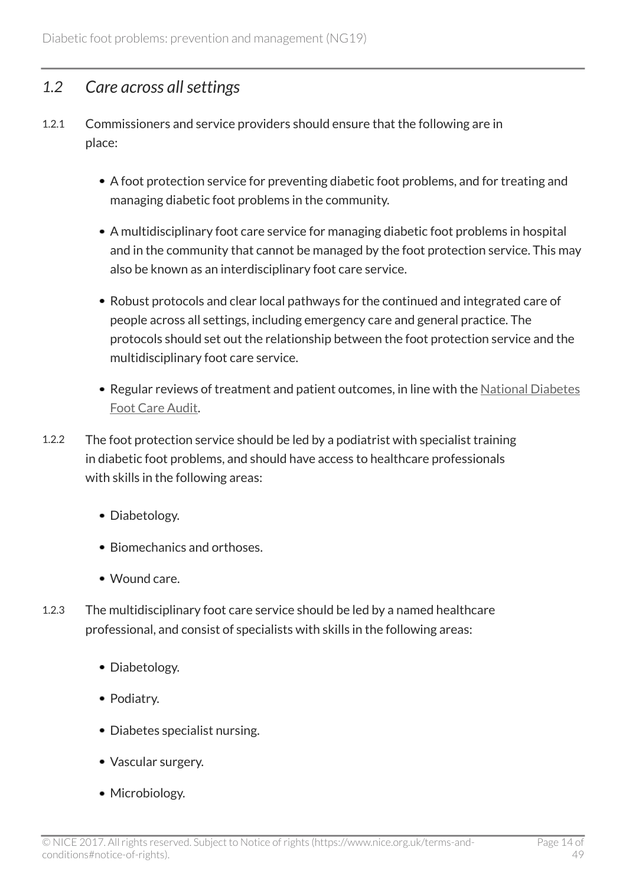## 1.2 Care across all settings

1.2.1 Commissioners and service providers should ensure that the following are in place:

- A foot protection service for preventing diabetic foot problems, and for treating and managing diabetic foot problems in the community.
- A multidisciplinary foot care service for managing diabetic foot problems in hospital and in the community that cannot be managed by the foot protection service. This may also be known as an interdisciplinary foot care service.
- Robust protocols and clear local pathways for the continued and integrated care of people across all settings, including emergency care and general practice. The protocols should set out the relationship between the foot protection service and the multidisciplinary foot care service.
- Regular reviews of treatment and patient outcomes, in line with the National Diabetes Foot Care Audit.

1.2.2 The foot protection service should be led by a podiatrist with specialist training in diabetic foot problems, and should have access to healthcare professionals with skills in the following areas:

- Diabetology.
- Biomechanics and orthoses.
- Wound care.

1.2.3 The multidisciplinary foot care service should be led by a named healthcare professional, and consist of specialists with skills in the following areas:

- Diabetology.
- Podiatry.
- Diabetes specialist nursing.
- Vascular surgery.
- Microbiology.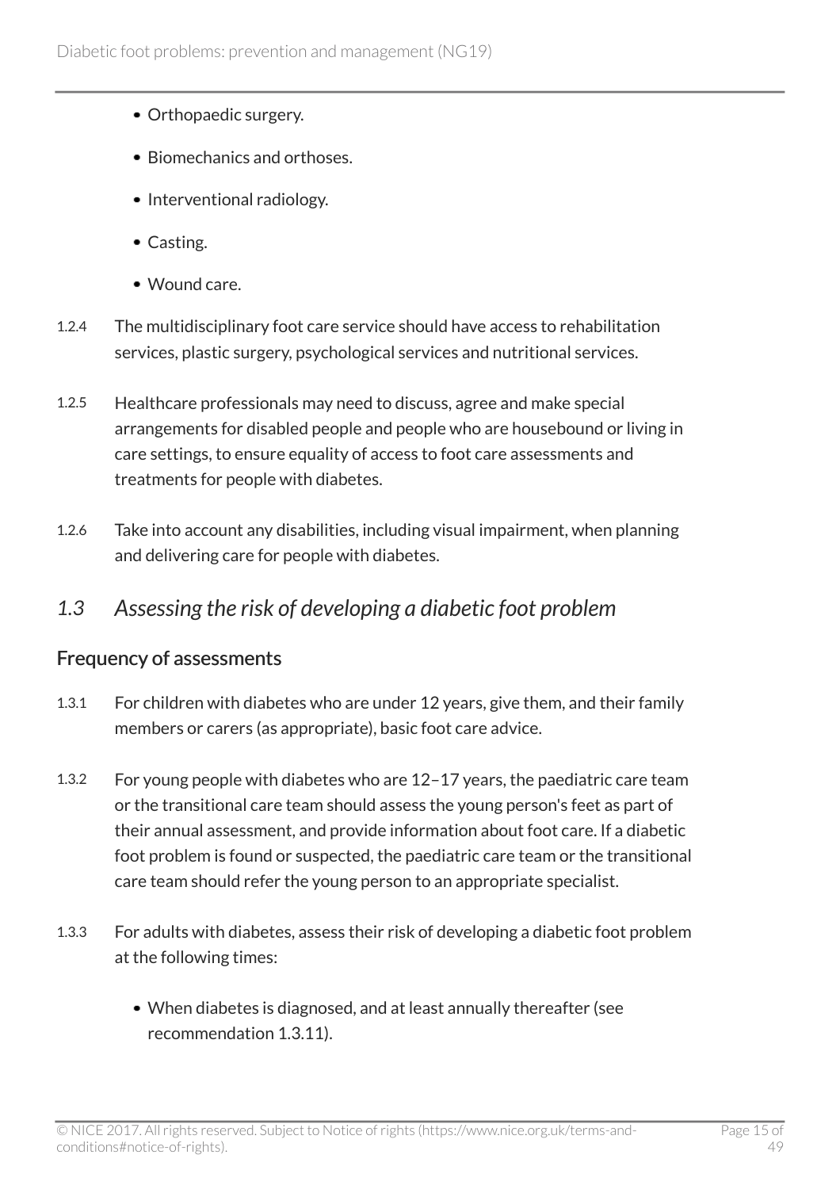- Orthopaedic surgery.
- Biomechanics and orthoses.
- Interventional radiology.
- Casting.
- Wound care.

1.2.4 The multidisciplinary foot care service should have access to rehabilitation services, plastic surgery, psychological services and nutritional services.

1.2.5 Healthcare professionals may need to discuss, agree and make special arrangements for disabled people and people who are housebound or living in care settings, to ensure equality of access to foot care assessments and treatments for people with diabetes.

1.2.6 Take into account any disabilities, including visual impairment, when planning and delivering care for people with diabetes.

## *1.3 Assessing the risk of developing a diabetic foot problem*

### Frequency of assessments

1.3.1 For children with diabetes who are under 12 years, give them, and their family members or carers (as appropriate), basic foot care advice.

1.3.2 For young people with diabetes who are 12–17 years, the paediatric care team or the transitional care team should assess the young person's feet as part of their annual assessment, and provide information about foot care. If a diabetic foot problem is found or suspected, the paediatric care team or the transitional care team should refer the young person to an appropriate specialist.

1.3.3 For adults with diabetes, assess their risk of developing a diabetic foot problem at the following times:

- When diabetes is diagnosed, and at least annually thereafter (see recommendation 1.3.11).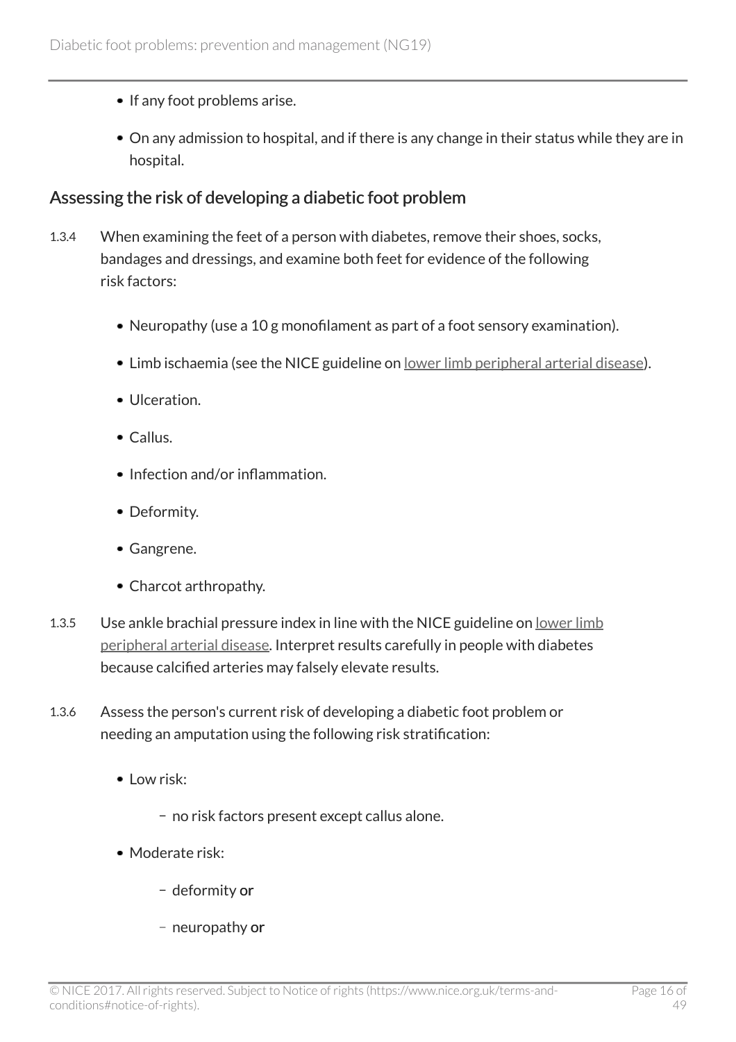- If any foot problems arise.
- On any admission to hospital, and if there is any change in their status while they are in hospital.

## Assessing the risk of developing a diabetic foot problem

1.3.4 When examining the feet of a person with diabetes, remove their shoes, socks, bandages and dressings, and examine both feet for evidence of the following risk factors:

- Neuropathy (use a 10 g monofilament as part of a foot sensory examination).
- Limb ischaemia (see the NICE guideline on lower limb peripheral arterial disease).
- Ulceration.
- Callus.
- Infection and/or inflammation.
- Deformity.
- Gangrene.
- Charcot arthropathy.

1.3.5 Use ankle brachial pressure index in line with the NICE guideline on lower limb peripheral arterial disease. Interpret results carefully in people with diabetes because calcified arteries may falsely elevate results.

1.3.6 Assess the person's current risk of developing a diabetic foot problem or needing an amputation using the following risk stratification:

- Low risk:
  - no risk factors present except callus alone.
- Moderate risk:
  - deformity **or**
  - neuropathy **or**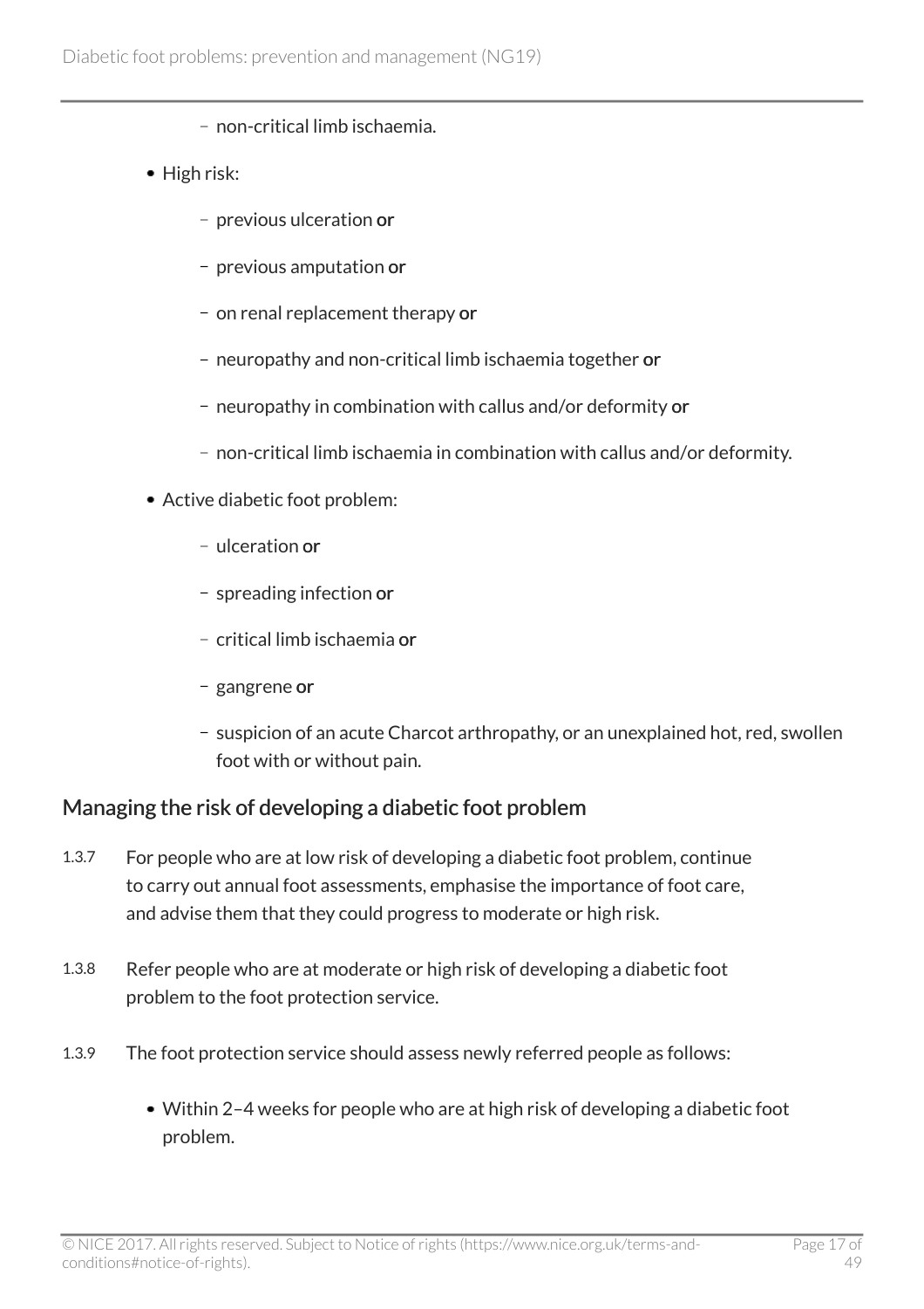- non-critical limb ischaemia.

- High risk:
  - previous ulceration **or**
  - previous amputation **or**
  - on renal replacement therapy **or**
  - neuropathy and non-critical limb ischaemia together **or**
  - neuropathy in combination with callus and/or deformity **or**
  - non-critical limb ischaemia in combination with callus and/or deformity.
- Active diabetic foot problem:
  - ulceration **or**
  - spreading infection **or**
  - critical limb ischaemia **or**
  - gangrene **or**
  - suspicion of an acute Charcot arthropathy, or an unexplained hot, red, swollen foot with or without pain.

## Managing the risk of developing a diabetic foot problem

1.3.7 For people who are at low risk of developing a diabetic foot problem, continue to carry out annual foot assessments, emphasise the importance of foot care, and advise them that they could progress to moderate or high risk.

1.3.8 Refer people who are at moderate or high risk of developing a diabetic foot problem to the foot protection service.

1.3.9 The foot protection service should assess newly referred people as follows:

- Within 2–4 weeks for people who are at high risk of developing a diabetic foot problem.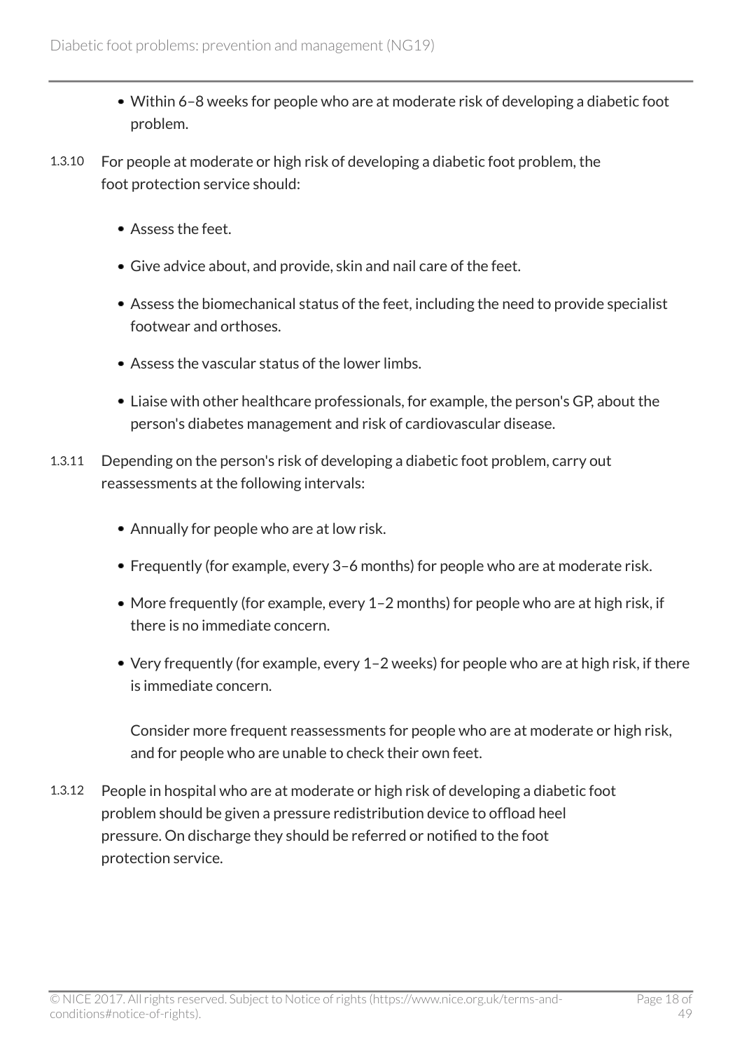- Within 6–8 weeks for people who are at moderate risk of developing a diabetic foot problem.

1.3.10 For people at moderate or high risk of developing a diabetic foot problem, the foot protection service should:

- Assess the feet.
- Give advice about, and provide, skin and nail care of the feet.
- Assess the biomechanical status of the feet, including the need to provide specialist footwear and orthoses.
- Assess the vascular status of the lower limbs.
- Liaise with other healthcare professionals, for example, the person's GP, about the person's diabetes management and risk of cardiovascular disease.

1.3.11 Depending on the person's risk of developing a diabetic foot problem, carry out reassessments at the following intervals:

- Annually for people who are at low risk.
- Frequently (for example, every 3–6 months) for people who are at moderate risk.
- More frequently (for example, every 1–2 months) for people who are at high risk, if there is no immediate concern.
- Very frequently (for example, every 1–2 weeks) for people who are at high risk, if there is immediate concern.

  Consider more frequent reassessments for people who are at moderate or high risk, and for people who are unable to check their own feet.

1.3.12 People in hospital who are at moderate or high risk of developing a diabetic foot problem should be given a pressure redistribution device to offload heel pressure. On discharge they should be referred or notified to the foot protection service.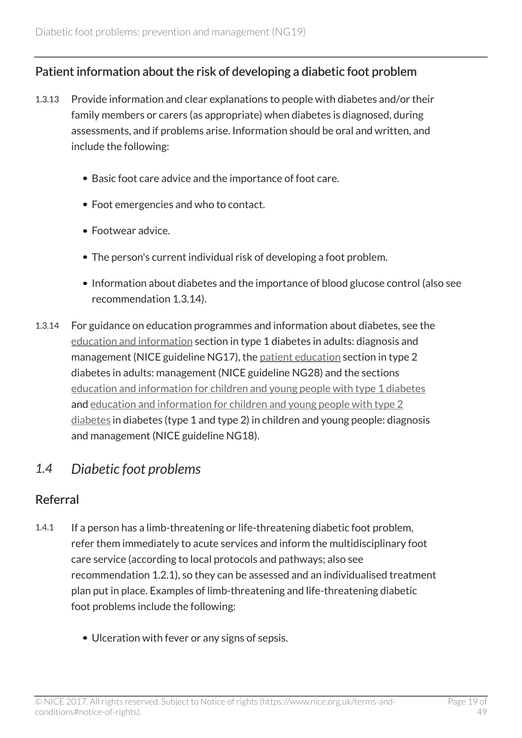### Patient information about the risk of developing a diabetic foot problem

1.3.13 Provide information and clear explanations to people with diabetes and/or their family members or carers (as appropriate) when diabetes is diagnosed, during assessments, and if problems arise. Information should be oral and written, and include the following:

- Basic foot care advice and the importance of foot care.
- Foot emergencies and who to contact.
- Footwear advice.
- The person's current individual risk of developing a foot problem.
- Information about diabetes and the importance of blood glucose control (also see recommendation 1.3.14).

1.3.14 For guidance on education programmes and information about diabetes, see the education and information section in type 1 diabetes in adults: diagnosis and management (NICE guideline NG17), the patient education section in type 2 diabetes in adults: management (NICE guideline NG28) and the sections education and information for children and young people with type 1 diabetes and education and information for children and young people with type 2 diabetes in diabetes (type 1 and type 2) in children and young people: diagnosis and management (NICE guideline NG18).

## 1.4 *Diabetic foot problems*

### Referral

1.4.1 If a person has a limb-threatening or life-threatening diabetic foot problem, refer them immediately to acute services and inform the multidisciplinary foot care service (according to local protocols and pathways; also see recommendation 1.2.1), so they can be assessed and an individualised treatment plan put in place. Examples of limb-threatening and life-threatening diabetic foot problems include the following:

- Ulceration with fever or any signs of sepsis.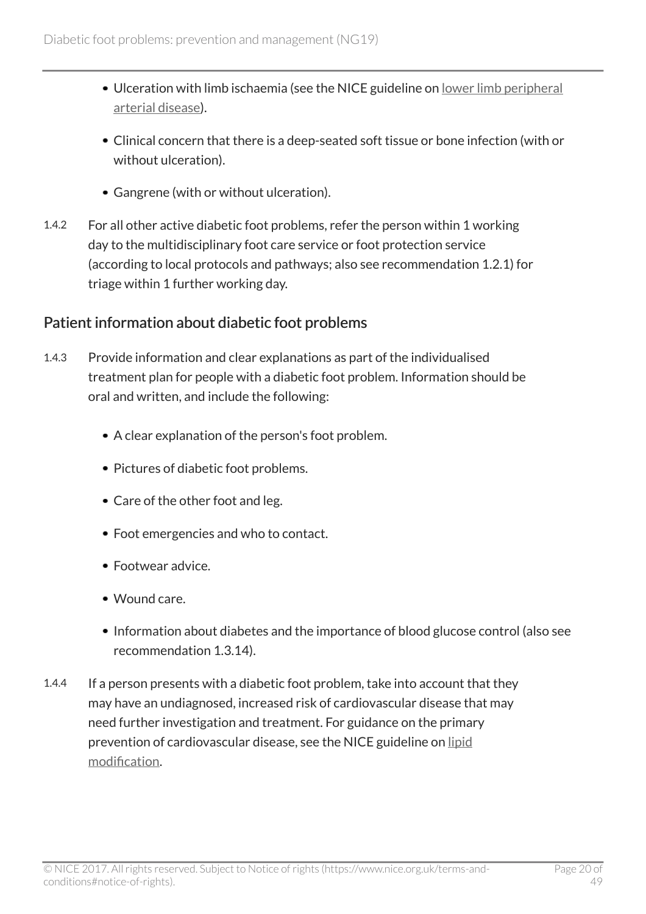- Ulceration with limb ischaemia (see the NICE guideline on lower limb peripheral arterial disease).
- Clinical concern that there is a deep-seated soft tissue or bone infection (with or without ulceration).
- Gangrene (with or without ulceration).

1.4.2 For all other active diabetic foot problems, refer the person within 1 working day to the multidisciplinary foot care service or foot protection service (according to local protocols and pathways; also see recommendation 1.2.1) for triage within 1 further working day.

## Patient information about diabetic foot problems

1.4.3 Provide information and clear explanations as part of the individualised treatment plan for people with a diabetic foot problem. Information should be oral and written, and include the following:

- A clear explanation of the person's foot problem.
- Pictures of diabetic foot problems.
- Care of the other foot and leg.
- Foot emergencies and who to contact.
- Footwear advice.
- Wound care.
- Information about diabetes and the importance of blood glucose control (also see recommendation 1.3.14).

1.4.4 If a person presents with a diabetic foot problem, take into account that they may have an undiagnosed, increased risk of cardiovascular disease that may need further investigation and treatment. For guidance on the primary prevention of cardiovascular disease, see the NICE guideline on lipid modification.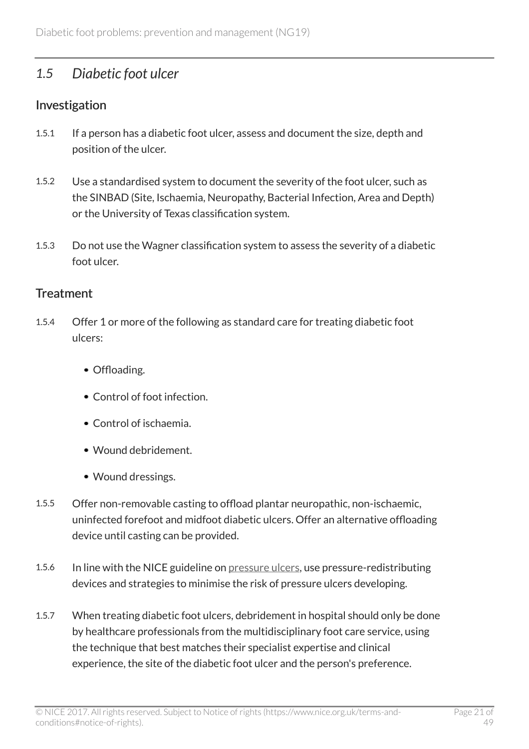## *1.5 Diabetic foot ulcer*

### Investigation

1.5.1 If a person has a diabetic foot ulcer, assess and document the size, depth and position of the ulcer.

1.5.2 Use a standardised system to document the severity of the foot ulcer, such as the SINBAD (Site, Ischaemia, Neuropathy, Bacterial Infection, Area and Depth) or the University of Texas classification system.

1.5.3 Do not use the Wagner classification system to assess the severity of a diabetic foot ulcer.

### Treatment

1.5.4 Offer 1 or more of the following as standard care for treating diabetic foot ulcers:

- Offloading.
- Control of foot infection.
- Control of ischaemia.
- Wound debridement.
- Wound dressings.

1.5.5 Offer non-removable casting to offload plantar neuropathic, non-ischaemic, uninfected forefoot and midfoot diabetic ulcers. Offer an alternative offloading device until casting can be provided.

1.5.6 In line with the NICE guideline on pressure ulcers, use pressure-redistributing devices and strategies to minimise the risk of pressure ulcers developing.

1.5.7 When treating diabetic foot ulcers, debridement in hospital should only be done by healthcare professionals from the multidisciplinary foot care service, using the technique that best matches their specialist expertise and clinical experience, the site of the diabetic foot ulcer and the person's preference.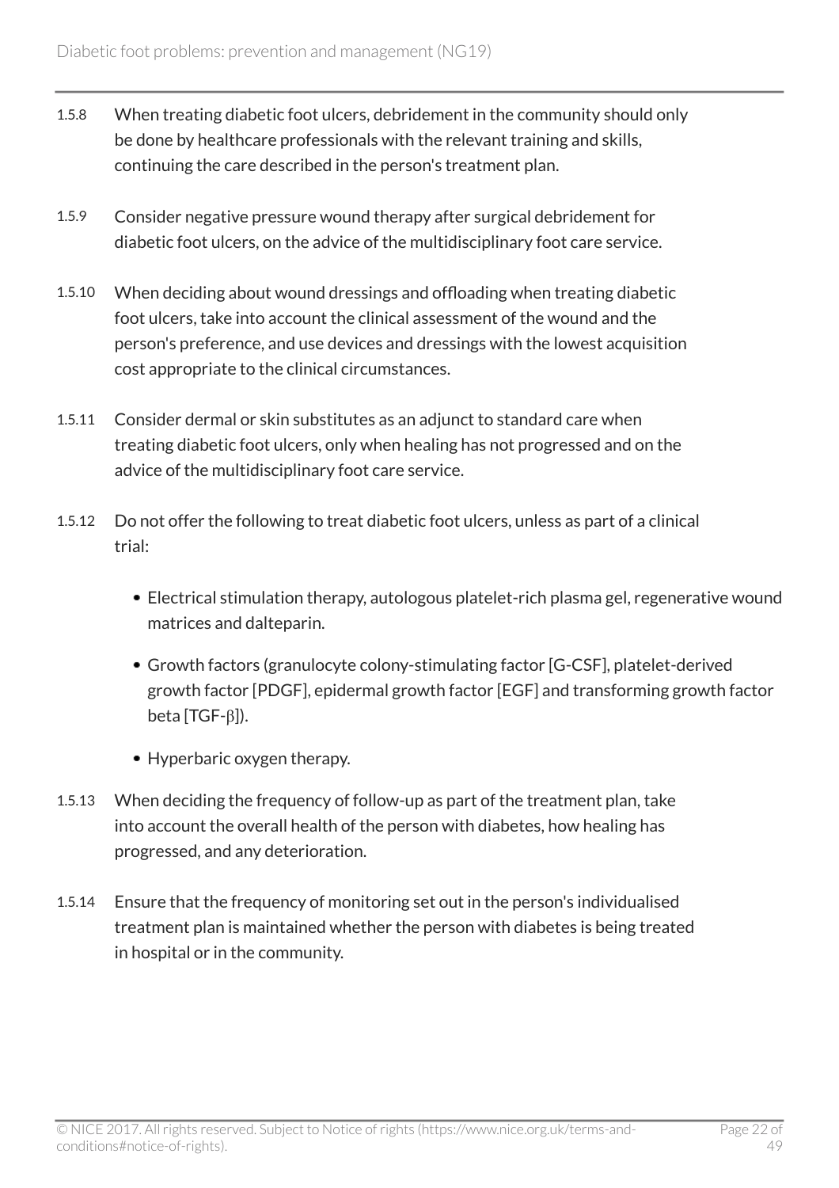1.5.8 When treating diabetic foot ulcers, debridement in the community should only be done by healthcare professionals with the relevant training and skills, continuing the care described in the person's treatment plan.

1.5.9 Consider negative pressure wound therapy after surgical debridement for diabetic foot ulcers, on the advice of the multidisciplinary foot care service.

1.5.10 When deciding about wound dressings and offloading when treating diabetic foot ulcers, take into account the clinical assessment of the wound and the person's preference, and use devices and dressings with the lowest acquisition cost appropriate to the clinical circumstances.

1.5.11 Consider dermal or skin substitutes as an adjunct to standard care when treating diabetic foot ulcers, only when healing has not progressed and on the advice of the multidisciplinary foot care service.

1.5.12 Do not offer the following to treat diabetic foot ulcers, unless as part of a clinical trial:

- Electrical stimulation therapy, autologous platelet-rich plasma gel, regenerative wound matrices and dalteparin.
- Growth factors (granulocyte colony-stimulating factor [G-CSF], platelet-derived growth factor [PDGF], epidermal growth factor [EGF] and transforming growth factor beta [TGF-β]).
- Hyperbaric oxygen therapy.

1.5.13 When deciding the frequency of follow-up as part of the treatment plan, take into account the overall health of the person with diabetes, how healing has progressed, and any deterioration.

1.5.14 Ensure that the frequency of monitoring set out in the person's individualised treatment plan is maintained whether the person with diabetes is being treated in hospital or in the community.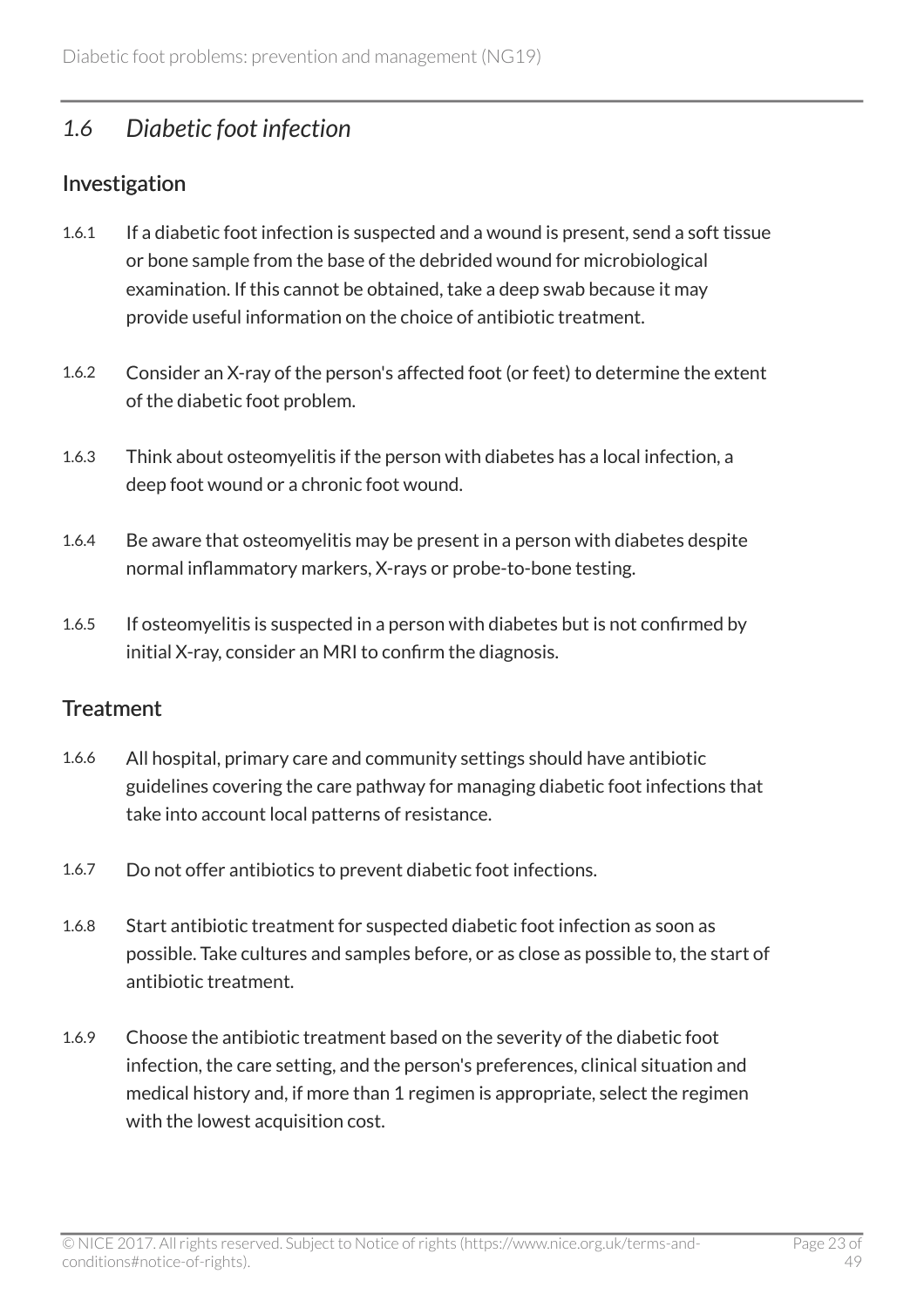## *1.6 Diabetic foot infection*

### Investigation

1.6.1 If a diabetic foot infection is suspected and a wound is present, send a soft tissue or bone sample from the base of the debrided wound for microbiological examination. If this cannot be obtained, take a deep swab because it may provide useful information on the choice of antibiotic treatment.

1.6.2 Consider an X-ray of the person's affected foot (or feet) to determine the extent of the diabetic foot problem.

1.6.3 Think about osteomyelitis if the person with diabetes has a local infection, a deep foot wound or a chronic foot wound.

1.6.4 Be aware that osteomyelitis may be present in a person with diabetes despite normal inflammatory markers, X-rays or probe-to-bone testing.

1.6.5 If osteomyelitis is suspected in a person with diabetes but is not confirmed by initial X-ray, consider an MRI to confirm the diagnosis.

### Treatment

1.6.6 All hospital, primary care and community settings should have antibiotic guidelines covering the care pathway for managing diabetic foot infections that take into account local patterns of resistance.

1.6.7 Do not offer antibiotics to prevent diabetic foot infections.

1.6.8 Start antibiotic treatment for suspected diabetic foot infection as soon as possible. Take cultures and samples before, or as close as possible to, the start of antibiotic treatment.

1.6.9 Choose the antibiotic treatment based on the severity of the diabetic foot infection, the care setting, and the person's preferences, clinical situation and medical history and, if more than 1 regimen is appropriate, select the regimen with the lowest acquisition cost.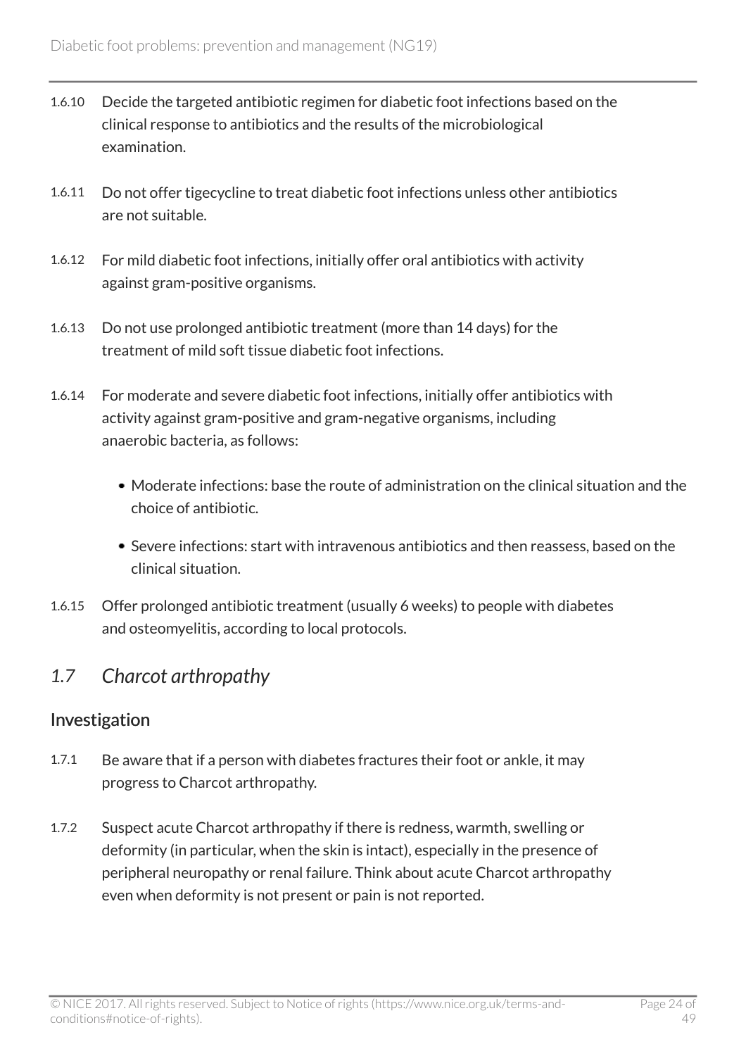1.6.10 Decide the targeted antibiotic regimen for diabetic foot infections based on the clinical response to antibiotics and the results of the microbiological examination.

1.6.11 Do not offer tigecycline to treat diabetic foot infections unless other antibiotics are not suitable.

1.6.12 For mild diabetic foot infections, initially offer oral antibiotics with activity against gram-positive organisms.

1.6.13 Do not use prolonged antibiotic treatment (more than 14 days) for the treatment of mild soft tissue diabetic foot infections.

1.6.14 For moderate and severe diabetic foot infections, initially offer antibiotics with activity against gram-positive and gram-negative organisms, including anaerobic bacteria, as follows:

- Moderate infections: base the route of administration on the clinical situation and the choice of antibiotic.
- Severe infections: start with intravenous antibiotics and then reassess, based on the clinical situation.

1.6.15 Offer prolonged antibiotic treatment (usually 6 weeks) to people with diabetes and osteomyelitis, according to local protocols.

## *1.7 Charcot arthropathy*

### Investigation

1.7.1 Be aware that if a person with diabetes fractures their foot or ankle, it may progress to Charcot arthropathy.

1.7.2 Suspect acute Charcot arthropathy if there is redness, warmth, swelling or deformity (in particular, when the skin is intact), especially in the presence of peripheral neuropathy or renal failure. Think about acute Charcot arthropathy even when deformity is not present or pain is not reported.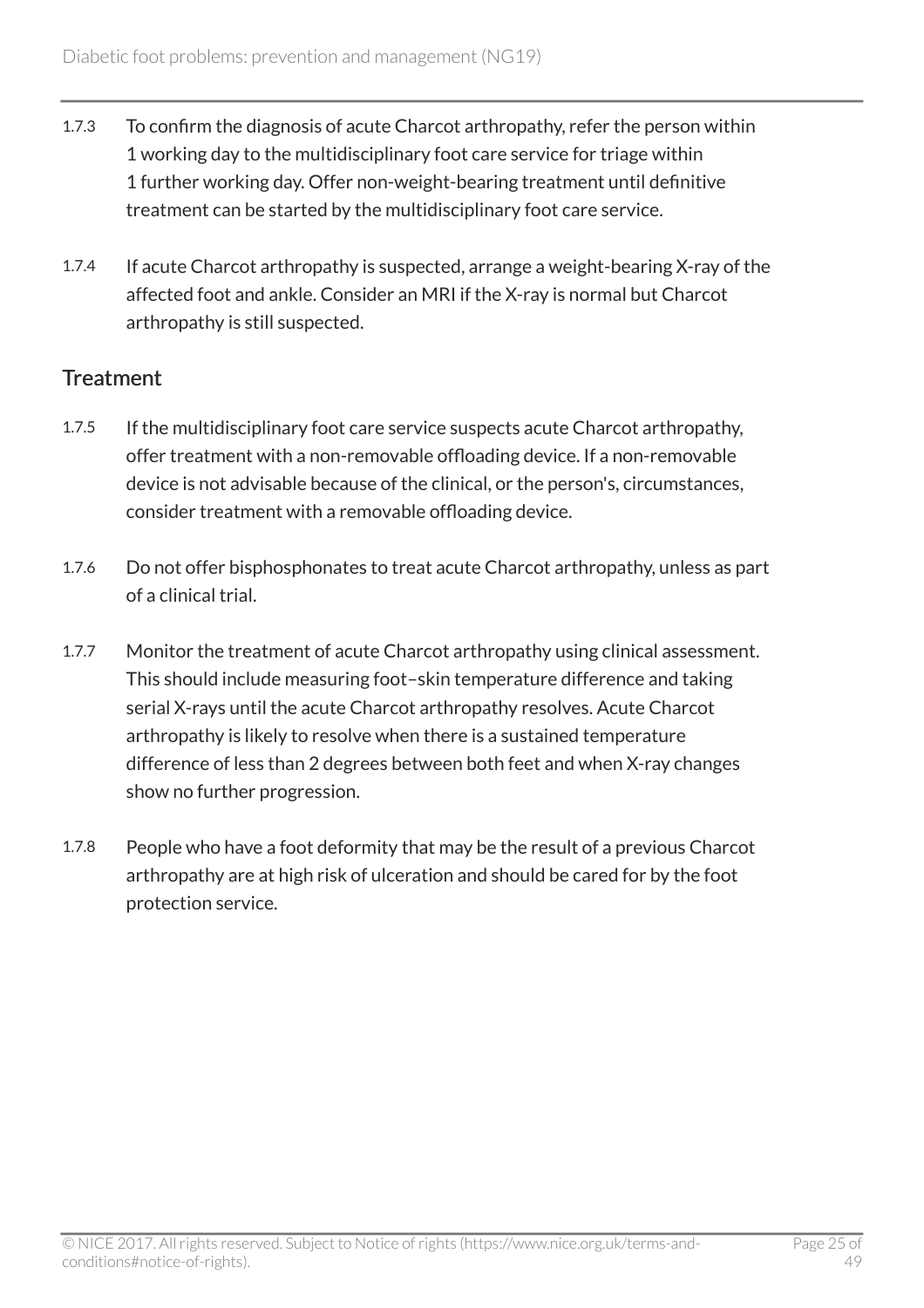1.7.3 To confirm the diagnosis of acute Charcot arthropathy, refer the person within 1 working day to the multidisciplinary foot care service for triage within 1 further working day. Offer non-weight-bearing treatment until definitive treatment can be started by the multidisciplinary foot care service.

1.7.4 If acute Charcot arthropathy is suspected, arrange a weight-bearing X-ray of the affected foot and ankle. Consider an MRI if the X-ray is normal but Charcot arthropathy is still suspected.

## Treatment

1.7.5 If the multidisciplinary foot care service suspects acute Charcot arthropathy, offer treatment with a non-removable offloading device. If a non-removable device is not advisable because of the clinical, or the person's, circumstances, consider treatment with a removable offloading device.

1.7.6 Do not offer bisphosphonates to treat acute Charcot arthropathy, unless as part of a clinical trial.

1.7.7 Monitor the treatment of acute Charcot arthropathy using clinical assessment. This should include measuring foot–skin temperature difference and taking serial X-rays until the acute Charcot arthropathy resolves. Acute Charcot arthropathy is likely to resolve when there is a sustained temperature difference of less than 2 degrees between both feet and when X-ray changes show no further progression.

1.7.8 People who have a foot deformity that may be the result of a previous Charcot arthropathy are at high risk of ulceration and should be cared for by the foot protection service.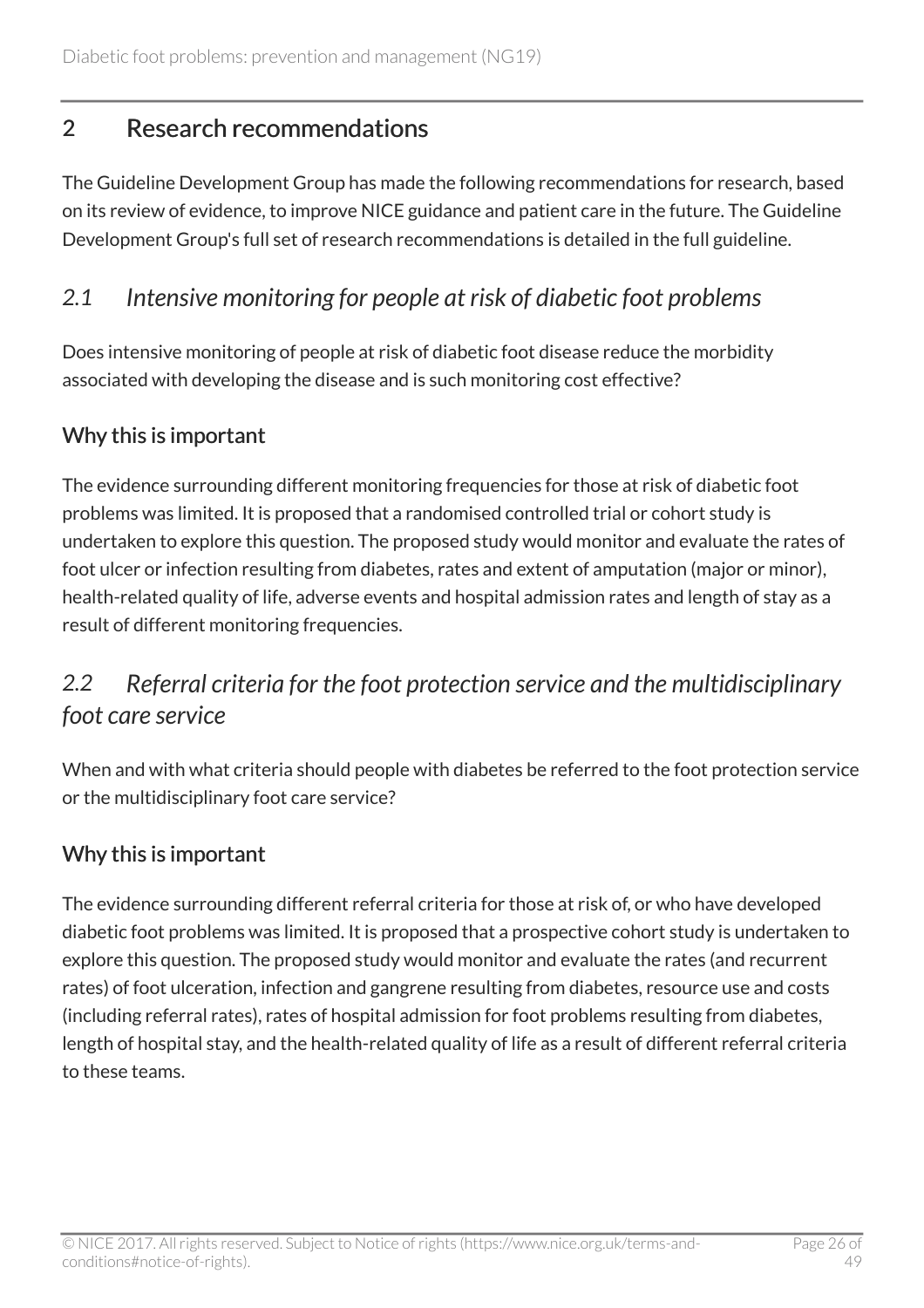## 2 Research recommendations

The Guideline Development Group has made the following recommendations for research, based on its review of evidence, to improve NICE guidance and patient care in the future. The Guideline Development Group's full set of research recommendations is detailed in the full guideline.

### *2.1 Intensive monitoring for people at risk of diabetic foot problems*

Does intensive monitoring of people at risk of diabetic foot disease reduce the morbidity associated with developing the disease and is such monitoring cost effective?

#### Why this is important

The evidence surrounding different monitoring frequencies for those at risk of diabetic foot problems was limited. It is proposed that a randomised controlled trial or cohort study is undertaken to explore this question. The proposed study would monitor and evaluate the rates of foot ulcer or infection resulting from diabetes, rates and extent of amputation (major or minor), health-related quality of life, adverse events and hospital admission rates and length of stay as a result of different monitoring frequencies.

### *2.2 Referral criteria for the foot protection service and the multidisciplinary foot care service*

When and with what criteria should people with diabetes be referred to the foot protection service or the multidisciplinary foot care service?

#### Why this is important

The evidence surrounding different referral criteria for those at risk of, or who have developed diabetic foot problems was limited. It is proposed that a prospective cohort study is undertaken to explore this question. The proposed study would monitor and evaluate the rates (and recurrent rates) of foot ulceration, infection and gangrene resulting from diabetes, resource use and costs (including referral rates), rates of hospital admission for foot problems resulting from diabetes, length of hospital stay, and the health-related quality of life as a result of different referral criteria to these teams.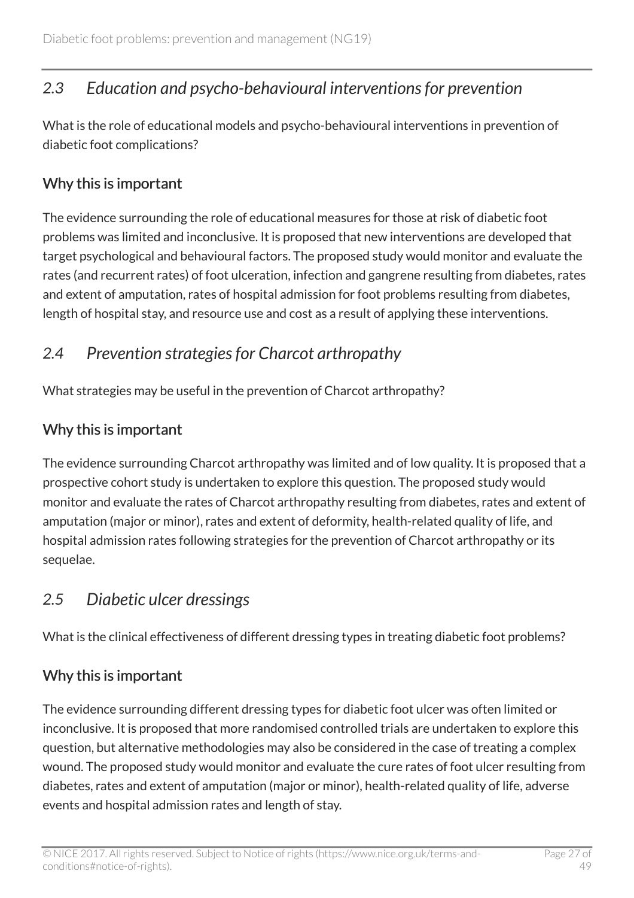## *2.3 Education and psycho-behavioural interventions for prevention*

What is the role of educational models and psycho-behavioural interventions in prevention of diabetic foot complications?

### Why this is important

The evidence surrounding the role of educational measures for those at risk of diabetic foot problems was limited and inconclusive. It is proposed that new interventions are developed that target psychological and behavioural factors. The proposed study would monitor and evaluate the rates (and recurrent rates) of foot ulceration, infection and gangrene resulting from diabetes, rates and extent of amputation, rates of hospital admission for foot problems resulting from diabetes, length of hospital stay, and resource use and cost as a result of applying these interventions.

## *2.4 Prevention strategies for Charcot arthropathy*

What strategies may be useful in the prevention of Charcot arthropathy?

### Why this is important

The evidence surrounding Charcot arthropathy was limited and of low quality. It is proposed that a prospective cohort study is undertaken to explore this question. The proposed study would monitor and evaluate the rates of Charcot arthropathy resulting from diabetes, rates and extent of amputation (major or minor), rates and extent of deformity, health-related quality of life, and hospital admission rates following strategies for the prevention of Charcot arthropathy or its sequelae.

## *2.5 Diabetic ulcer dressings*

What is the clinical effectiveness of different dressing types in treating diabetic foot problems?

### Why this is important

The evidence surrounding different dressing types for diabetic foot ulcer was often limited or inconclusive. It is proposed that more randomised controlled trials are undertaken to explore this question, but alternative methodologies may also be considered in the case of treating a complex wound. The proposed study would monitor and evaluate the cure rates of foot ulcer resulting from diabetes, rates and extent of amputation (major or minor), health-related quality of life, adverse events and hospital admission rates and length of stay.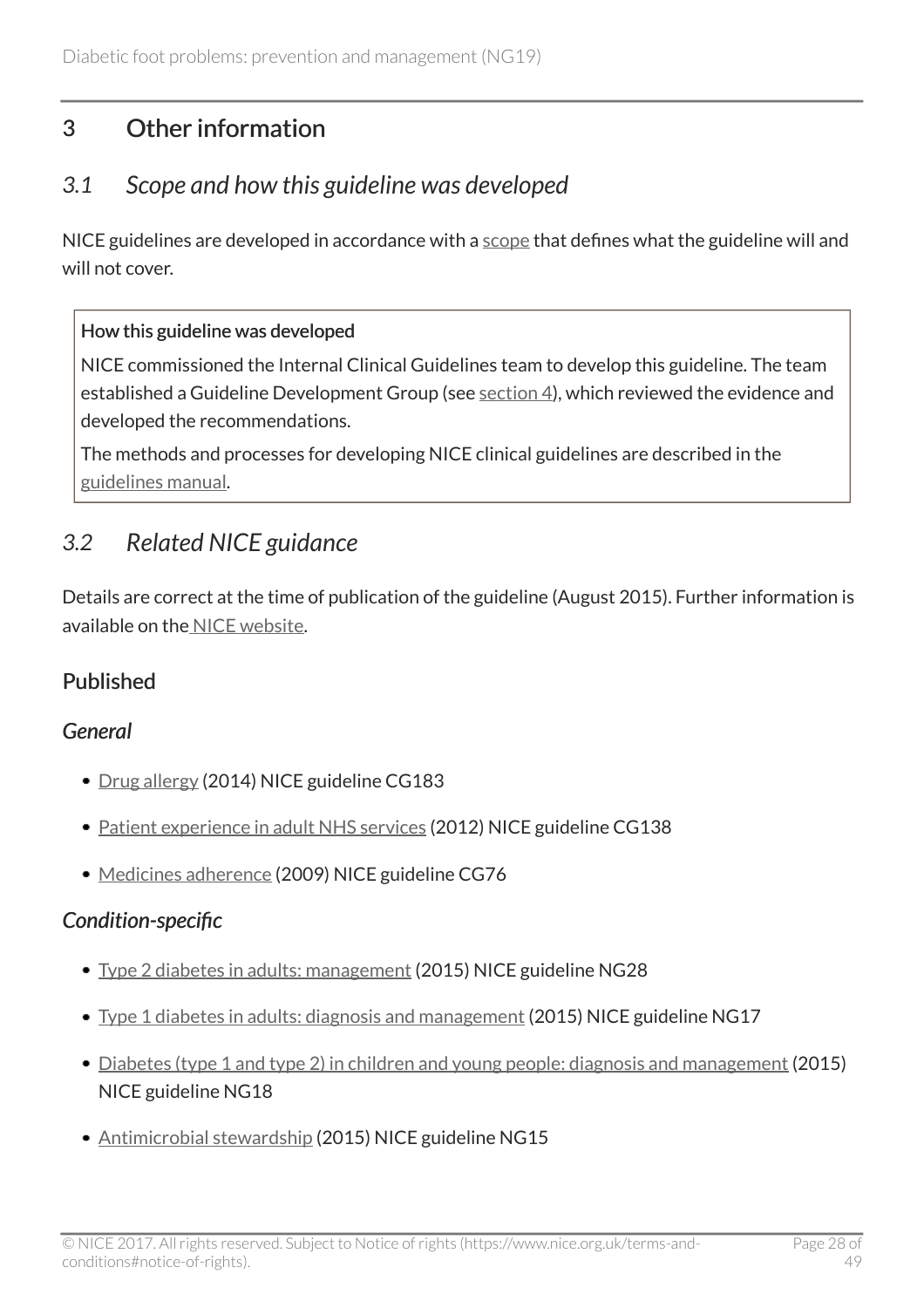## 3 Other information

### *3.1 Scope and how this guideline was developed*

NICE guidelines are developed in accordance with a scope that defines what the guideline will and will not cover.

> **How this guideline was developed**
>
> NICE commissioned the Internal Clinical Guidelines team to develop this guideline. The team established a Guideline Development Group (see section 4), which reviewed the evidence and developed the recommendations.
>
> The methods and processes for developing NICE clinical guidelines are described in the guidelines manual.

### *3.2 Related NICE guidance*

Details are correct at the time of publication of the guideline (August 2015). Further information is available on the NICE website.

#### Published

##### *General*

- Drug allergy (2014) NICE guideline CG183
- Patient experience in adult NHS services (2012) NICE guideline CG138
- Medicines adherence (2009) NICE guideline CG76

##### *Condition-specific*

- Type 2 diabetes in adults: management (2015) NICE guideline NG28
- Type 1 diabetes in adults: diagnosis and management (2015) NICE guideline NG17
- Diabetes (type 1 and type 2) in children and young people: diagnosis and management (2015) NICE guideline NG18
- Antimicrobial stewardship (2015) NICE guideline NG15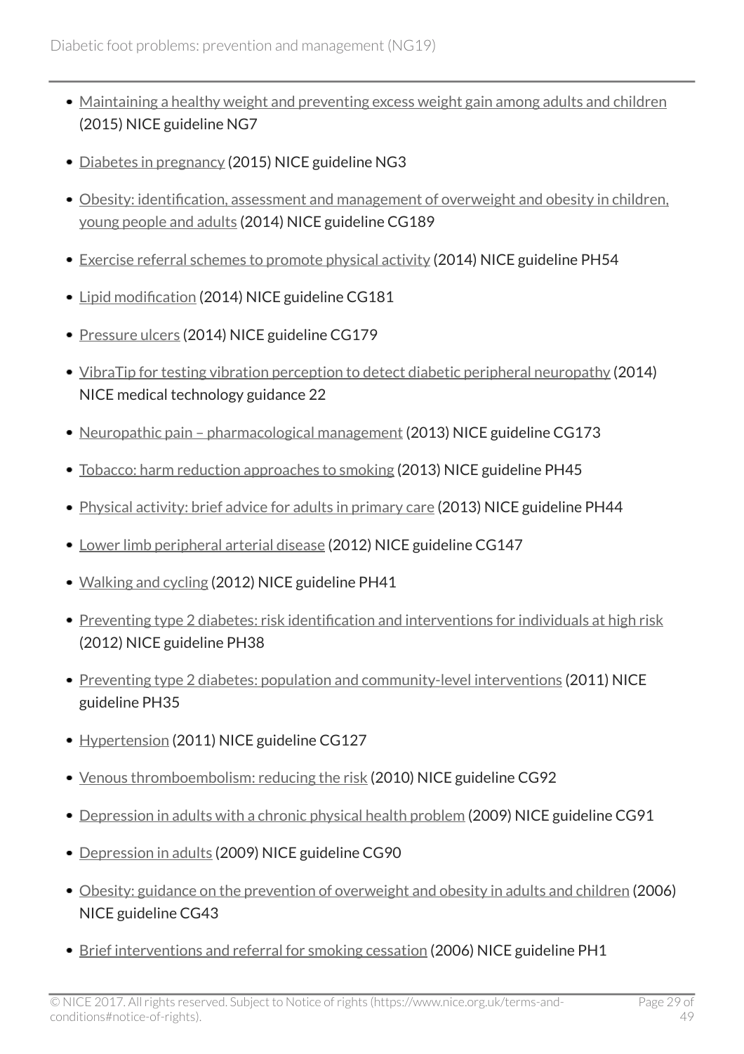- Maintaining a healthy weight and preventing excess weight gain among adults and children (2015) NICE guideline NG7
- Diabetes in pregnancy (2015) NICE guideline NG3
- Obesity: identification, assessment and management of overweight and obesity in children, young people and adults (2014) NICE guideline CG189
- Exercise referral schemes to promote physical activity (2014) NICE guideline PH54
- Lipid modification (2014) NICE guideline CG181
- Pressure ulcers (2014) NICE guideline CG179
- VibraTip for testing vibration perception to detect diabetic peripheral neuropathy (2014) NICE medical technology guidance 22
- Neuropathic pain – pharmacological management (2013) NICE guideline CG173
- Tobacco: harm reduction approaches to smoking (2013) NICE guideline PH45
- Physical activity: brief advice for adults in primary care (2013) NICE guideline PH44
- Lower limb peripheral arterial disease (2012) NICE guideline CG147
- Walking and cycling (2012) NICE guideline PH41
- Preventing type 2 diabetes: risk identification and interventions for individuals at high risk (2012) NICE guideline PH38
- Preventing type 2 diabetes: population and community-level interventions (2011) NICE guideline PH35
- Hypertension (2011) NICE guideline CG127
- Venous thromboembolism: reducing the risk (2010) NICE guideline CG92
- Depression in adults with a chronic physical health problem (2009) NICE guideline CG91
- Depression in adults (2009) NICE guideline CG90
- Obesity: guidance on the prevention of overweight and obesity in adults and children (2006) NICE guideline CG43
- Brief interventions and referral for smoking cessation (2006) NICE guideline PH1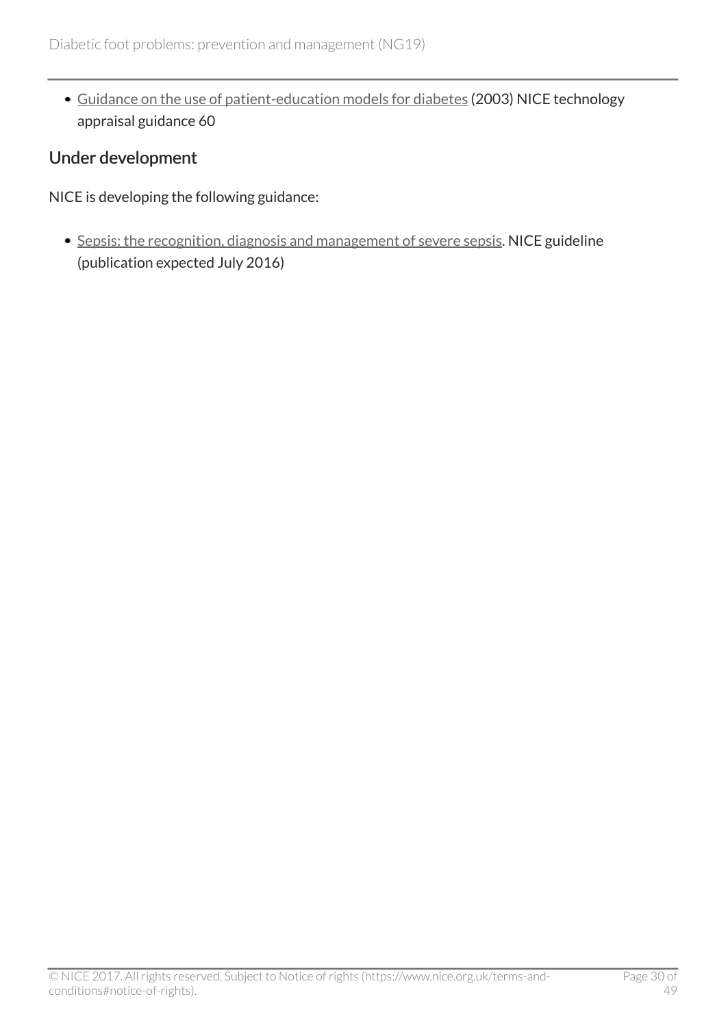- Guidance on the use of patient-education models for diabetes (2003) NICE technology appraisal guidance 60

## Under development

NICE is developing the following guidance:

- Sepsis: the recognition, diagnosis and management of severe sepsis. NICE guideline (publication expected July 2016)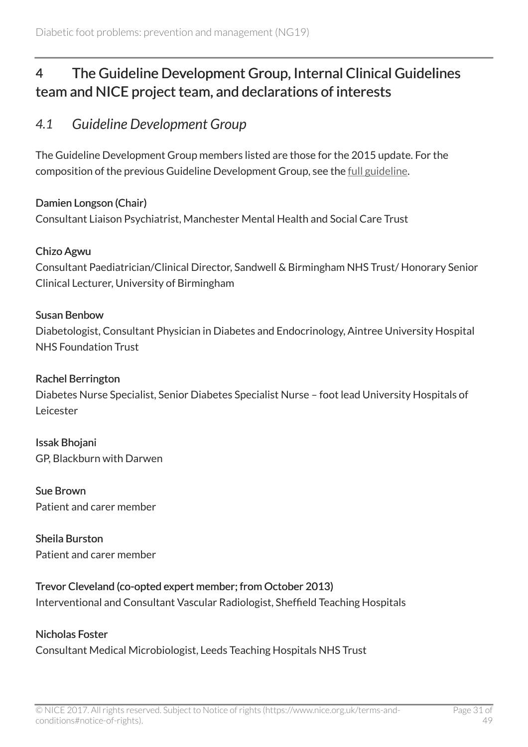## 4 The Guideline Development Group, Internal Clinical Guidelines team and NICE project team, and declarations of interests

### *4.1 Guideline Development Group*

The Guideline Development Group members listed are those for the 2015 update. For the composition of the previous Guideline Development Group, see the full guideline.

Damien Longson (Chair)
Consultant Liaison Psychiatrist, Manchester Mental Health and Social Care Trust

Chizo Agwu
Consultant Paediatrician/Clinical Director, Sandwell & Birmingham NHS Trust/ Honorary Senior Clinical Lecturer, University of Birmingham

Susan Benbow
Diabetologist, Consultant Physician in Diabetes and Endocrinology, Aintree University Hospital NHS Foundation Trust

Rachel Berrington
Diabetes Nurse Specialist, Senior Diabetes Specialist Nurse – foot lead University Hospitals of Leicester

Issak Bhojani
GP, Blackburn with Darwen

Sue Brown
Patient and carer member

Sheila Burston
Patient and carer member

Trevor Cleveland (co-opted expert member; from October 2013)
Interventional and Consultant Vascular Radiologist, Sheffield Teaching Hospitals

Nicholas Foster
Consultant Medical Microbiologist, Leeds Teaching Hospitals NHS Trust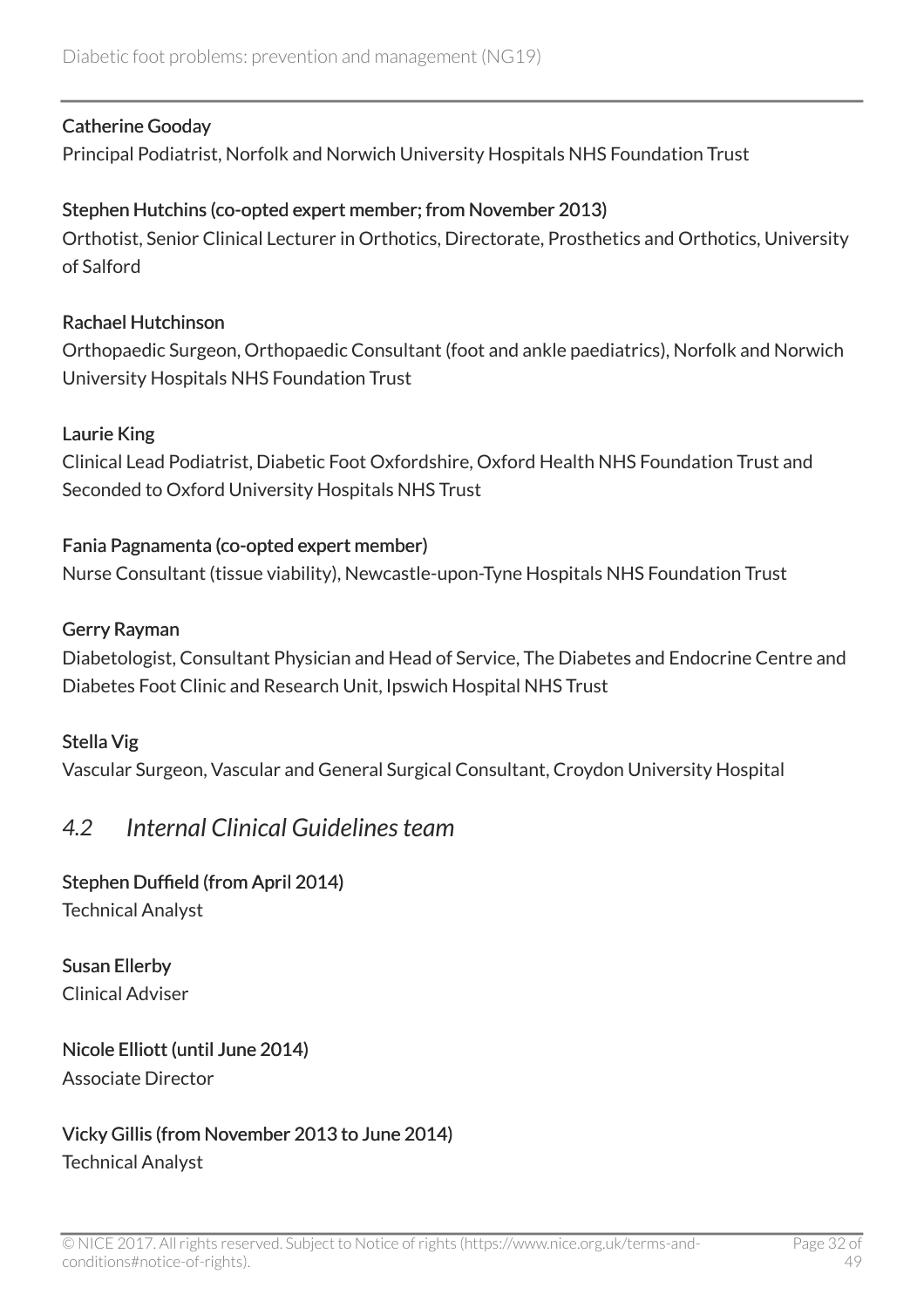**Catherine Gooday**
Principal Podiatrist, Norfolk and Norwich University Hospitals NHS Foundation Trust

**Stephen Hutchins (co-opted expert member; from November 2013)**
Orthotist, Senior Clinical Lecturer in Orthotics, Directorate, Prosthetics and Orthotics, University of Salford

**Rachael Hutchinson**
Orthopaedic Surgeon, Orthopaedic Consultant (foot and ankle paediatrics), Norfolk and Norwich University Hospitals NHS Foundation Trust

**Laurie King**
Clinical Lead Podiatrist, Diabetic Foot Oxfordshire, Oxford Health NHS Foundation Trust and Seconded to Oxford University Hospitals NHS Trust

**Fania Pagnamenta (co-opted expert member)**
Nurse Consultant (tissue viability), Newcastle-upon-Tyne Hospitals NHS Foundation Trust

**Gerry Rayman**
Diabetologist, Consultant Physician and Head of Service, The Diabetes and Endocrine Centre and Diabetes Foot Clinic and Research Unit, Ipswich Hospital NHS Trust

**Stella Vig**
Vascular Surgeon, Vascular and General Surgical Consultant, Croydon University Hospital

## *4.2 Internal Clinical Guidelines team*

**Stephen Duffield (from April 2014)**
Technical Analyst

**Susan Ellerby**
Clinical Adviser

**Nicole Elliott (until June 2014)**
Associate Director

**Vicky Gillis (from November 2013 to June 2014)**
Technical Analyst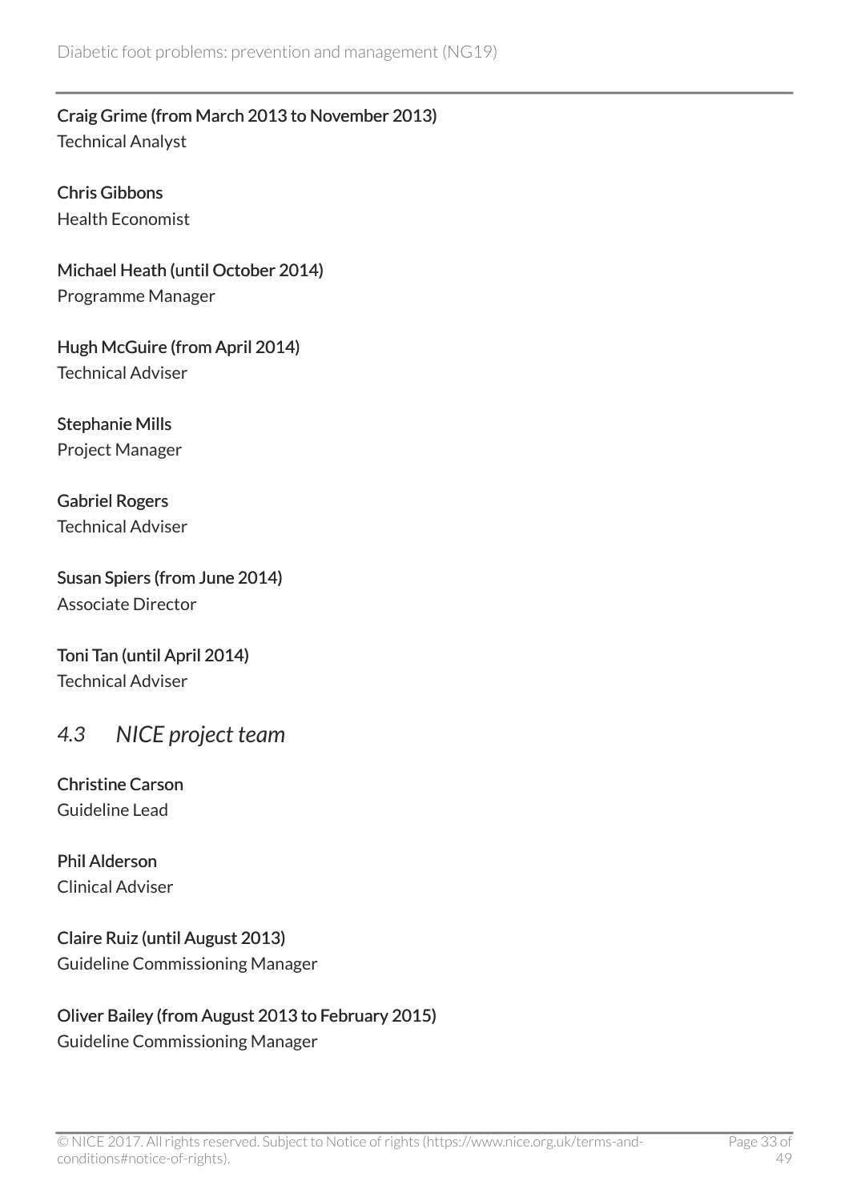**Craig Grime (from March 2013 to November 2013)**
Technical Analyst

**Chris Gibbons**
Health Economist

**Michael Heath (until October 2014)**
Programme Manager

**Hugh McGuire (from April 2014)**
Technical Adviser

**Stephanie Mills**
Project Manager

**Gabriel Rogers**
Technical Adviser

**Susan Spiers (from June 2014)**
Associate Director

**Toni Tan (until April 2014)**
Technical Adviser

## *4.3 NICE project team*

**Christine Carson**
Guideline Lead

**Phil Alderson**
Clinical Adviser

**Claire Ruiz (until August 2013)**
Guideline Commissioning Manager

**Oliver Bailey (from August 2013 to February 2015)**
Guideline Commissioning Manager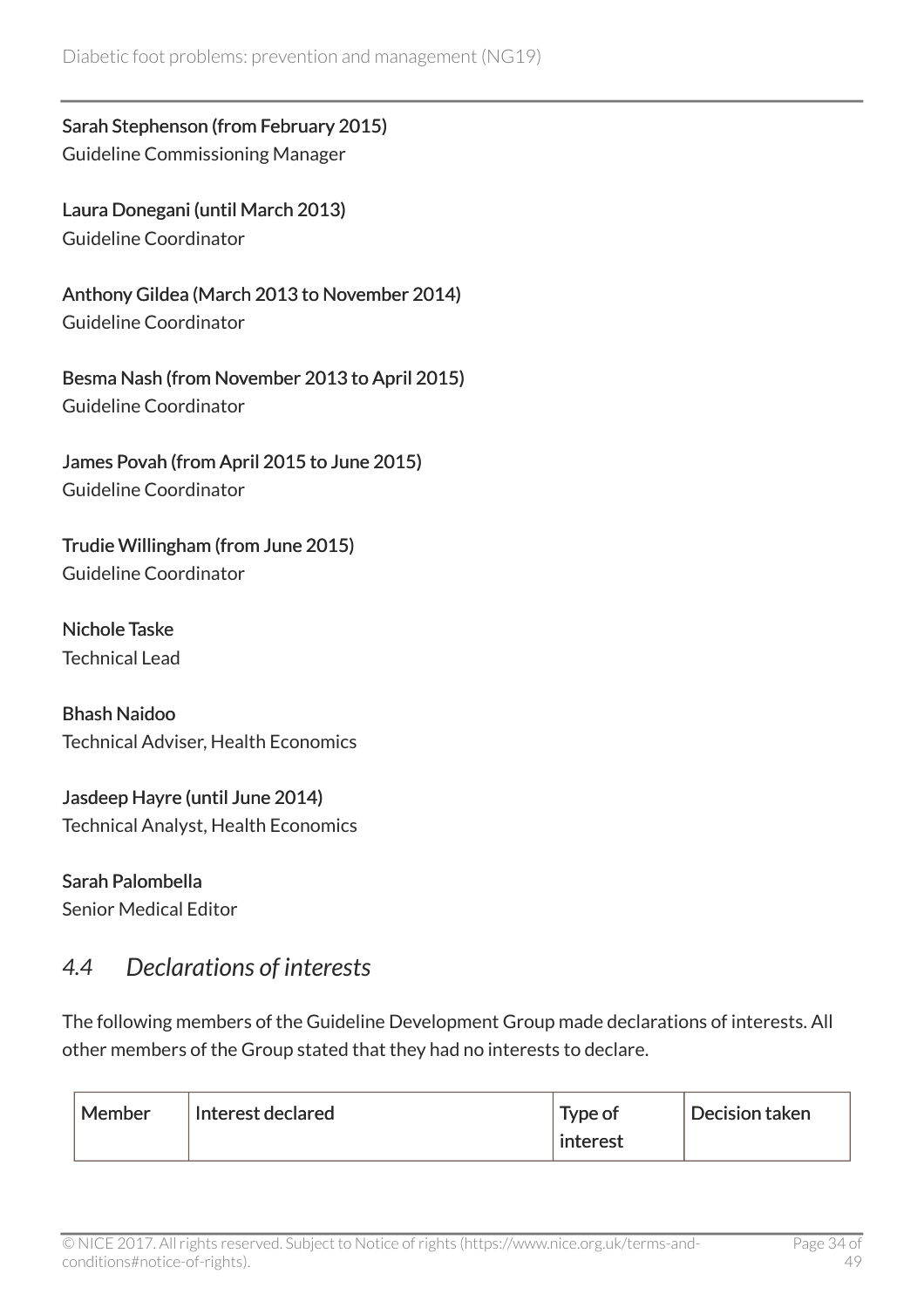**Sarah Stephenson (from February 2015)**
Guideline Commissioning Manager

**Laura Donegani (until March 2013)**
Guideline Coordinator

**Anthony Gildea (March 2013 to November 2014)**
Guideline Coordinator

**Besma Nash (from November 2013 to April 2015)**
Guideline Coordinator

**James Povah (from April 2015 to June 2015)**
Guideline Coordinator

**Trudie Willingham (from June 2015)**
Guideline Coordinator

**Nichole Taske**
Technical Lead

**Bhash Naidoo**
Technical Adviser, Health Economics

**Jasdeep Hayre (until June 2014)**
Technical Analyst, Health Economics

**Sarah Palombella**
Senior Medical Editor

## *4.4 Declarations of interests*

The following members of the Guideline Development Group made declarations of interests. All other members of the Group stated that they had no interests to declare.

| Member | Interest declared | Type of interest | Decision taken |
|---|---|---|---|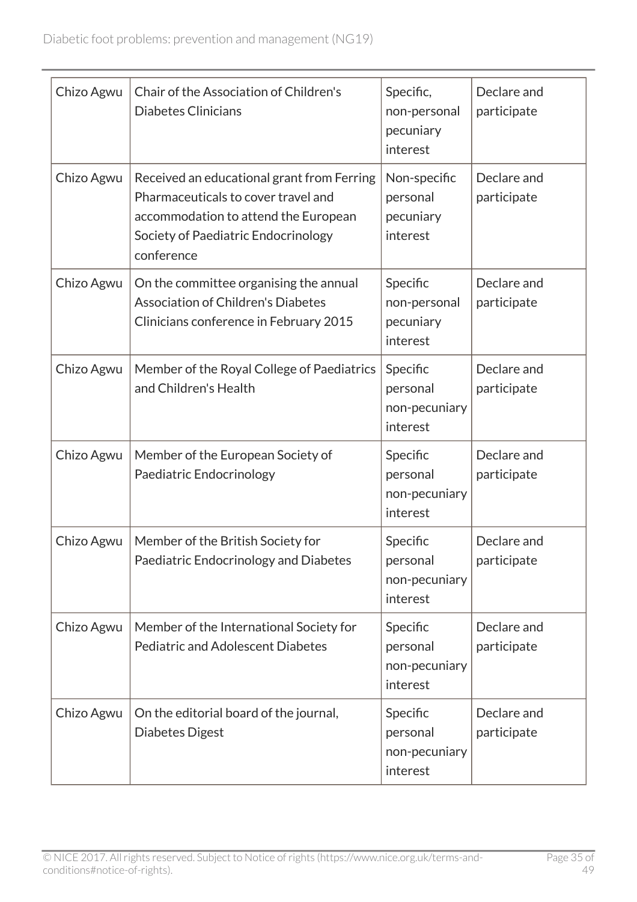| | | | |
|---|---|---|---|
| Chizo Agwu | Chair of the Association of Children's Diabetes Clinicians | Specific, non-personal pecuniary interest | Declare and participate |
| Chizo Agwu | Received an educational grant from Ferring Pharmaceuticals to cover travel and accommodation to attend the European Society of Paediatric Endocrinology conference | Non-specific personal pecuniary interest | Declare and participate |
| Chizo Agwu | On the committee organising the annual Association of Children's Diabetes Clinicians conference in February 2015 | Specific non-personal pecuniary interest | Declare and participate |
| Chizo Agwu | Member of the Royal College of Paediatrics and Children's Health | Specific personal non-pecuniary interest | Declare and participate |
| Chizo Agwu | Member of the European Society of Paediatric Endocrinology | Specific personal non-pecuniary interest | Declare and participate |
| Chizo Agwu | Member of the British Society for Paediatric Endocrinology and Diabetes | Specific personal non-pecuniary interest | Declare and participate |
| Chizo Agwu | Member of the International Society for Pediatric and Adolescent Diabetes | Specific personal non-pecuniary interest | Declare and participate |
| Chizo Agwu | On the editorial board of the journal, Diabetes Digest | Specific personal non-pecuniary interest | Declare and participate |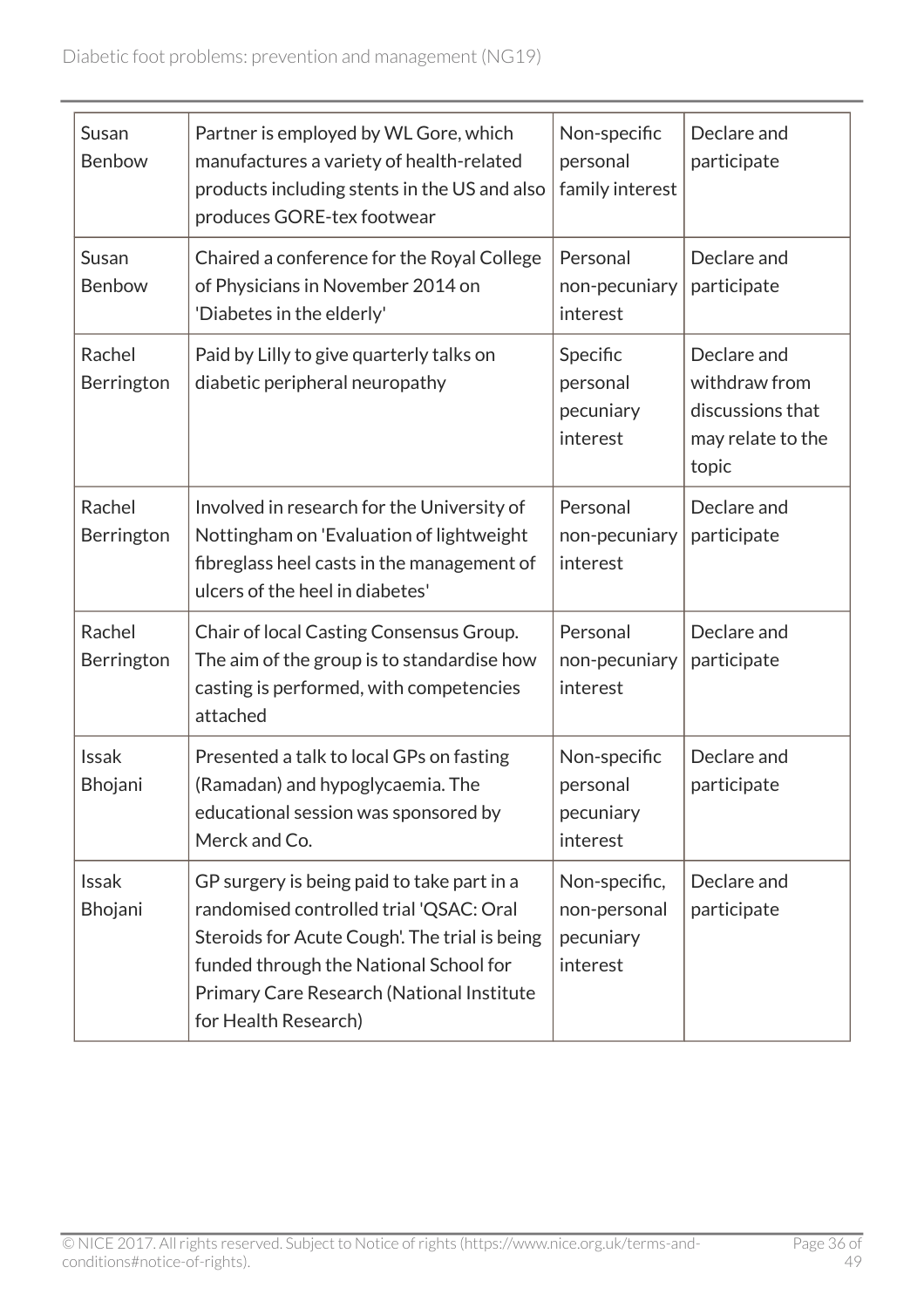| | | | |
|---|---|---|---|
| Susan Benbow | Partner is employed by WL Gore, which manufactures a variety of health-related products including stents in the US and also produces GORE-tex footwear | Non-specific personal family interest | Declare and participate |
| Susan Benbow | Chaired a conference for the Royal College of Physicians in November 2014 on 'Diabetes in the elderly' | Personal non-pecuniary interest | Declare and participate |
| Rachel Berrington | Paid by Lilly to give quarterly talks on diabetic peripheral neuropathy | Specific personal pecuniary interest | Declare and withdraw from discussions that may relate to the topic |
| Rachel Berrington | Involved in research for the University of Nottingham on 'Evaluation of lightweight fibreglass heel casts in the management of ulcers of the heel in diabetes' | Personal non-pecuniary interest | Declare and participate |
| Rachel Berrington | Chair of local Casting Consensus Group. The aim of the group is to standardise how casting is performed, with competencies attached | Personal non-pecuniary interest | Declare and participate |
| Issak Bhojani | Presented a talk to local GPs on fasting (Ramadan) and hypoglycaemia. The educational session was sponsored by Merck and Co. | Non-specific personal pecuniary interest | Declare and participate |
| Issak Bhojani | GP surgery is being paid to take part in a randomised controlled trial 'QSAC: Oral Steroids for Acute Cough'. The trial is being funded through the National School for Primary Care Research (National Institute for Health Research) | Non-specific, non-personal pecuniary interest | Declare and participate |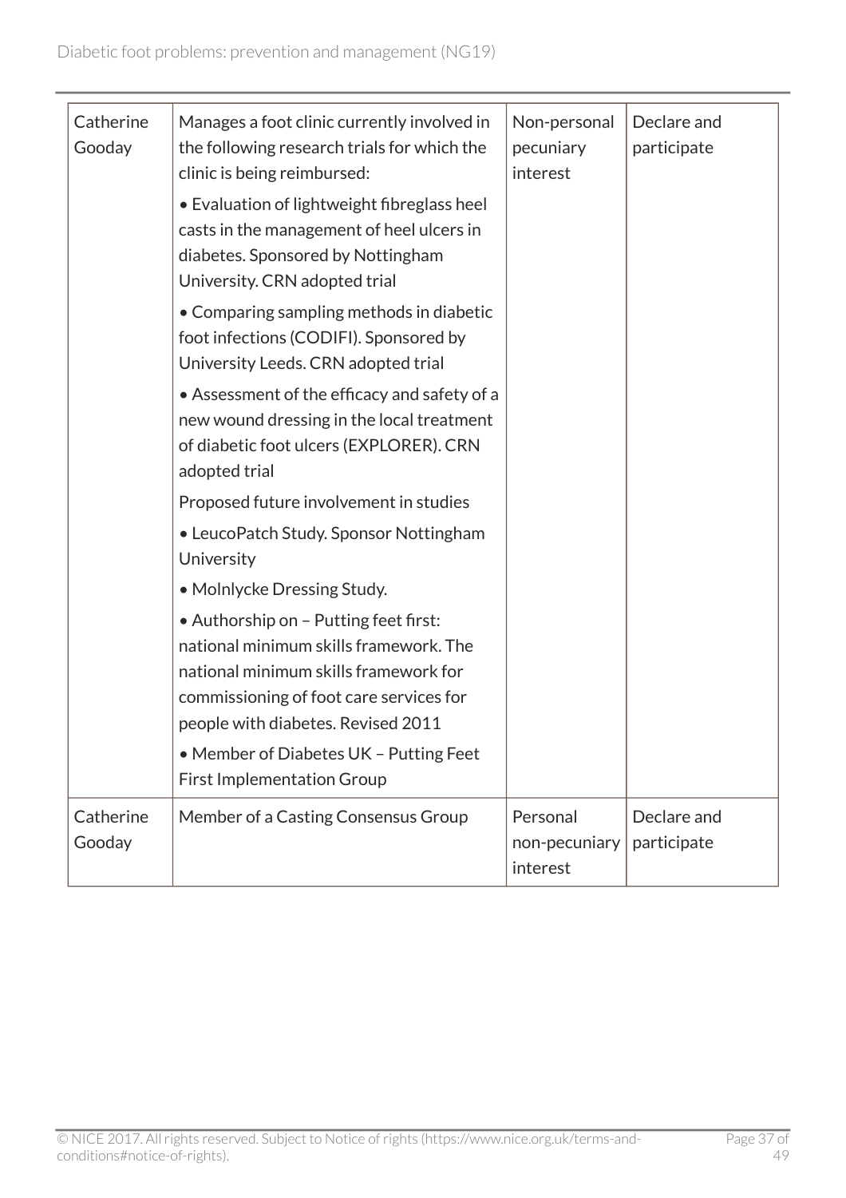| | | | |
|---|---|---|---|
| Catherine Gooday | Manages a foot clinic currently involved in the following research trials for which the clinic is being reimbursed:<br>• Evaluation of lightweight fibreglass heel casts in the management of heel ulcers in diabetes. Sponsored by Nottingham University. CRN adopted trial<br>• Comparing sampling methods in diabetic foot infections (CODIFI). Sponsored by University Leeds. CRN adopted trial<br>• Assessment of the efficacy and safety of a new wound dressing in the local treatment of diabetic foot ulcers (EXPLORER). CRN adopted trial<br>Proposed future involvement in studies<br>• LeucoPatch Study. Sponsor Nottingham University<br>• Molnlycke Dressing Study.<br>• Authorship on – Putting feet first: national minimum skills framework. The national minimum skills framework for commissioning of foot care services for people with diabetes. Revised 2011<br>• Member of Diabetes UK – Putting Feet First Implementation Group | Non-personal pecuniary interest | Declare and participate |
| Catherine Gooday | Member of a Casting Consensus Group | Personal non-pecuniary interest | Declare and participate |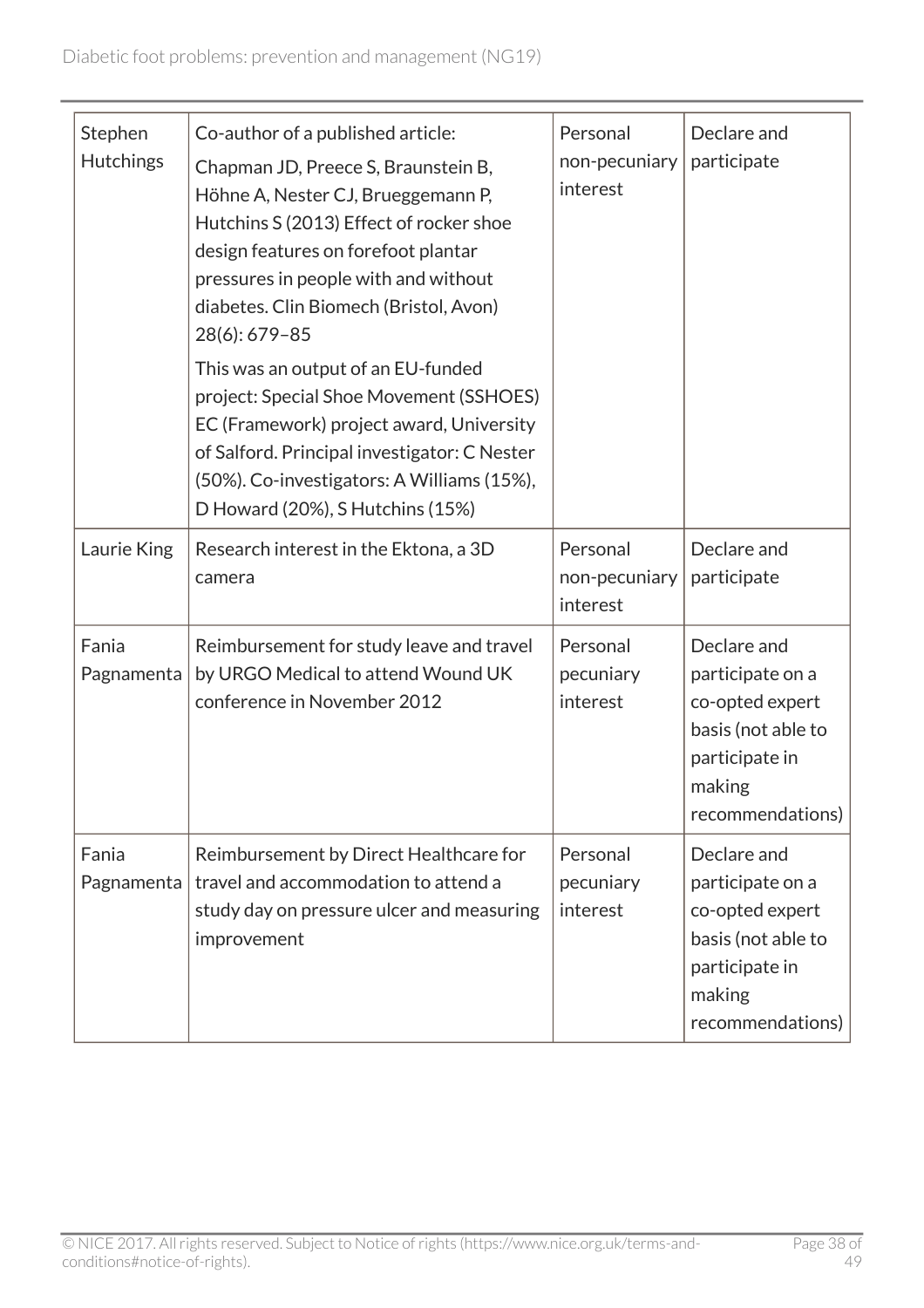| | | | |
|---|---|---|---|
| Stephen Hutchings | Co-author of a published article: Chapman JD, Preece S, Braunstein B, Höhne A, Nester CJ, Brueggemann P, Hutchins S (2013) Effect of rocker shoe design features on forefoot plantar pressures in people with and without diabetes. Clin Biomech (Bristol, Avon) 28(6): 679–85<br><br>This was an output of an EU-funded project: Special Shoe Movement (SSHOES) EC (Framework) project award, University of Salford. Principal investigator: C Nester (50%). Co-investigators: A Williams (15%), D Howard (20%), S Hutchins (15%) | Personal non-pecuniary interest | Declare and participate |
| Laurie King | Research interest in the Ektona, a 3D camera | Personal non-pecuniary interest | Declare and participate |
| Fania Pagnamenta | Reimbursement for study leave and travel by URGO Medical to attend Wound UK conference in November 2012 | Personal pecuniary interest | Declare and participate on a co-opted expert basis (not able to participate in making recommendations) |
| Fania Pagnamenta | Reimbursement by Direct Healthcare for travel and accommodation to attend a study day on pressure ulcer and measuring improvement | Personal pecuniary interest | Declare and participate on a co-opted expert basis (not able to participate in making recommendations) |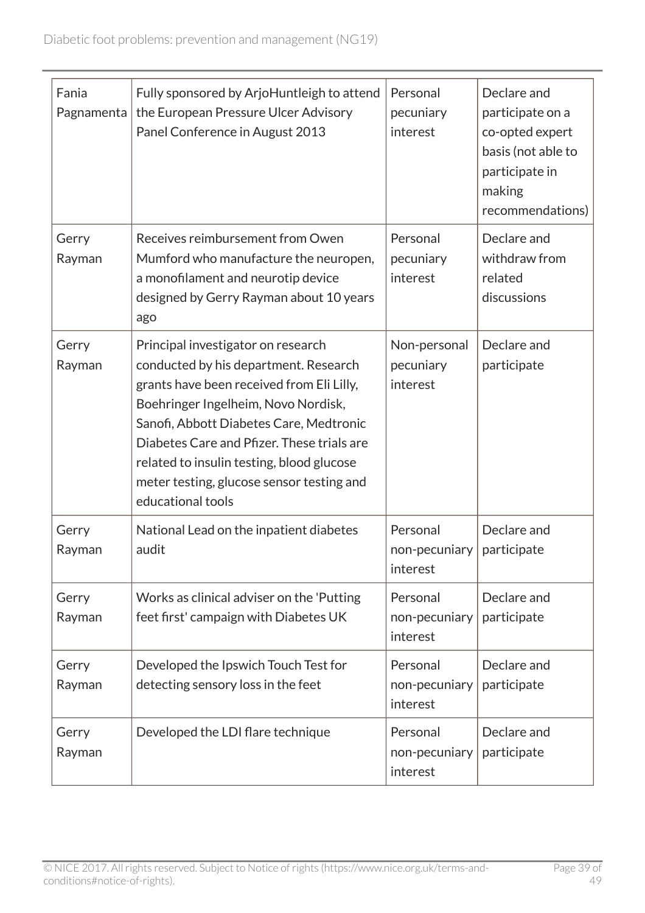| | | | |
|---|---|---|---|
| Fania Pagnamenta | Fully sponsored by ArjoHuntleigh to attend the European Pressure Ulcer Advisory Panel Conference in August 2013 | Personal pecuniary interest | Declare and participate on a co-opted expert basis (not able to participate in making recommendations) |
| Gerry Rayman | Receives reimbursement from Owen Mumford who manufacture the neuropen, a monofilament and neurotip device designed by Gerry Rayman about 10 years ago | Personal pecuniary interest | Declare and withdraw from related discussions |
| Gerry Rayman | Principal investigator on research conducted by his department. Research grants have been received from Eli Lilly, Boehringer Ingelheim, Novo Nordisk, Sanofi, Abbott Diabetes Care, Medtronic Diabetes Care and Pfizer. These trials are related to insulin testing, blood glucose meter testing, glucose sensor testing and educational tools | Non-personal pecuniary interest | Declare and participate |
| Gerry Rayman | National Lead on the inpatient diabetes audit | Personal non-pecuniary interest | Declare and participate |
| Gerry Rayman | Works as clinical adviser on the 'Putting feet first' campaign with Diabetes UK | Personal non-pecuniary interest | Declare and participate |
| Gerry Rayman | Developed the Ipswich Touch Test for detecting sensory loss in the feet | Personal non-pecuniary interest | Declare and participate |
| Gerry Rayman | Developed the LDI flare technique | Personal non-pecuniary interest | Declare and participate |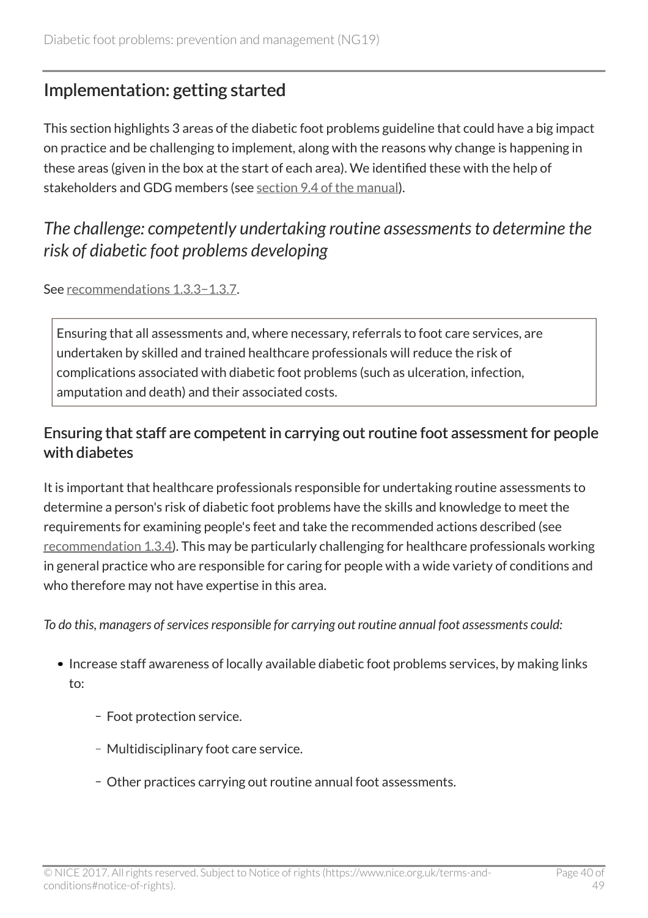## Implementation: getting started

This section highlights 3 areas of the diabetic foot problems guideline that could have a big impact on practice and be challenging to implement, along with the reasons why change is happening in these areas (given in the box at the start of each area). We identified these with the help of stakeholders and GDG members (see section 9.4 of the manual).

### *The challenge: competently undertaking routine assessments to determine the risk of diabetic foot problems developing*

See recommendations 1.3.3–1.3.7.

> Ensuring that all assessments and, where necessary, referrals to foot care services, are undertaken by skilled and trained healthcare professionals will reduce the risk of complications associated with diabetic foot problems (such as ulceration, infection, amputation and death) and their associated costs.

#### Ensuring that staff are competent in carrying out routine foot assessment for people with diabetes

It is important that healthcare professionals responsible for undertaking routine assessments to determine a person's risk of diabetic foot problems have the skills and knowledge to meet the requirements for examining people's feet and take the recommended actions described (see recommendation 1.3.4). This may be particularly challenging for healthcare professionals working in general practice who are responsible for caring for people with a wide variety of conditions and who therefore may not have expertise in this area.

*To do this, managers of services responsible for carrying out routine annual foot assessments could:*

- Increase staff awareness of locally available diabetic foot problems services, by making links to:
  - Foot protection service.
  - Multidisciplinary foot care service.
  - Other practices carrying out routine annual foot assessments.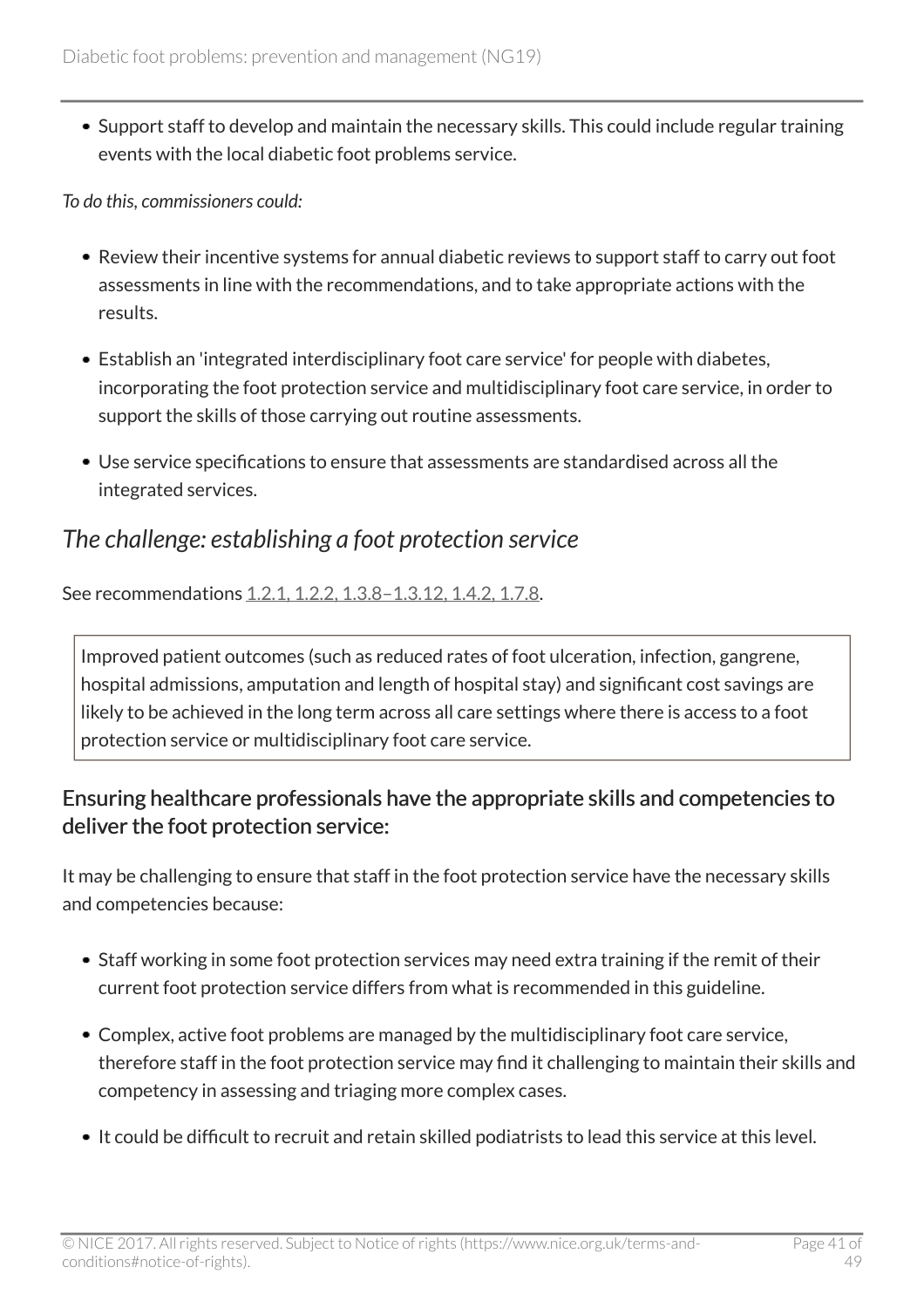- Support staff to develop and maintain the necessary skills. This could include regular training events with the local diabetic foot problems service.

*To do this, commissioners could:*

- Review their incentive systems for annual diabetic reviews to support staff to carry out foot assessments in line with the recommendations, and to take appropriate actions with the results.
- Establish an 'integrated interdisciplinary foot care service' for people with diabetes, incorporating the foot protection service and multidisciplinary foot care service, in order to support the skills of those carrying out routine assessments.
- Use service specifications to ensure that assessments are standardised across all the integrated services.

## *The challenge: establishing a foot protection service*

See recommendations 1.2.1, 1.2.2, 1.3.8–1.3.12, 1.4.2, 1.7.8.

> Improved patient outcomes (such as reduced rates of foot ulceration, infection, gangrene, hospital admissions, amputation and length of hospital stay) and significant cost savings are likely to be achieved in the long term across all care settings where there is access to a foot protection service or multidisciplinary foot care service.

### Ensuring healthcare professionals have the appropriate skills and competencies to deliver the foot protection service:

It may be challenging to ensure that staff in the foot protection service have the necessary skills and competencies because:

- Staff working in some foot protection services may need extra training if the remit of their current foot protection service differs from what is recommended in this guideline.
- Complex, active foot problems are managed by the multidisciplinary foot care service, therefore staff in the foot protection service may find it challenging to maintain their skills and competency in assessing and triaging more complex cases.
- It could be difficult to recruit and retain skilled podiatrists to lead this service at this level.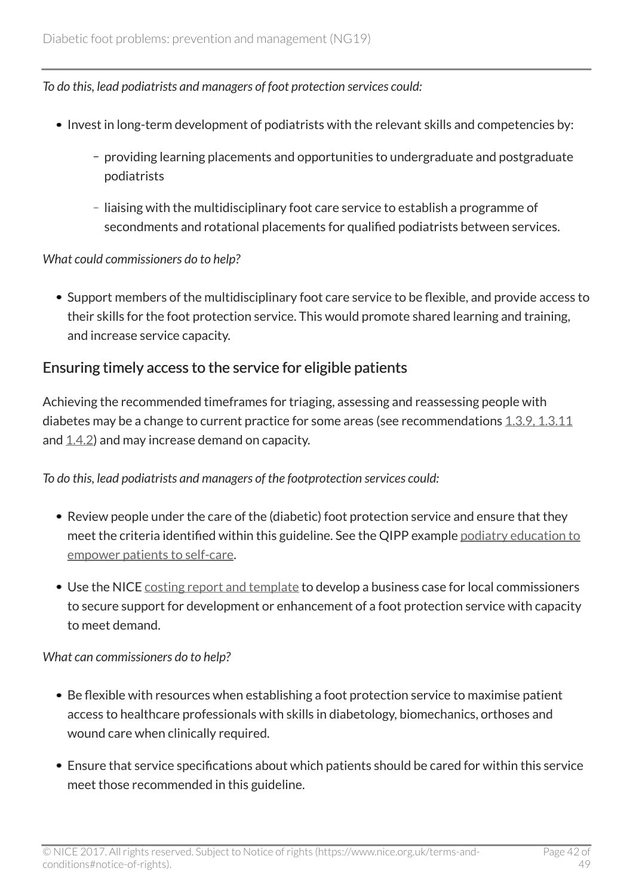*To do this, lead podiatrists and managers of foot protection services could:*

- Invest in long-term development of podiatrists with the relevant skills and competencies by:
  - providing learning placements and opportunities to undergraduate and postgraduate podiatrists
  - liaising with the multidisciplinary foot care service to establish a programme of secondments and rotational placements for qualified podiatrists between services.

*What could commissioners do to help?*

- Support members of the multidisciplinary foot care service to be flexible, and provide access to their skills for the foot protection service. This would promote shared learning and training, and increase service capacity.

## Ensuring timely access to the service for eligible patients

Achieving the recommended timeframes for triaging, assessing and reassessing people with diabetes may be a change to current practice for some areas (see recommendations 1.3.9, 1.3.11 and 1.4.2) and may increase demand on capacity.

*To do this, lead podiatrists and managers of the footprotection services could:*

- Review people under the care of the (diabetic) foot protection service and ensure that they meet the criteria identified within this guideline. See the QIPP example podiatry education to empower patients to self-care.
- Use the NICE costing report and template to develop a business case for local commissioners to secure support for development or enhancement of a foot protection service with capacity to meet demand.

*What can commissioners do to help?*

- Be flexible with resources when establishing a foot protection service to maximise patient access to healthcare professionals with skills in diabetology, biomechanics, orthoses and wound care when clinically required.
- Ensure that service specifications about which patients should be cared for within this service meet those recommended in this guideline.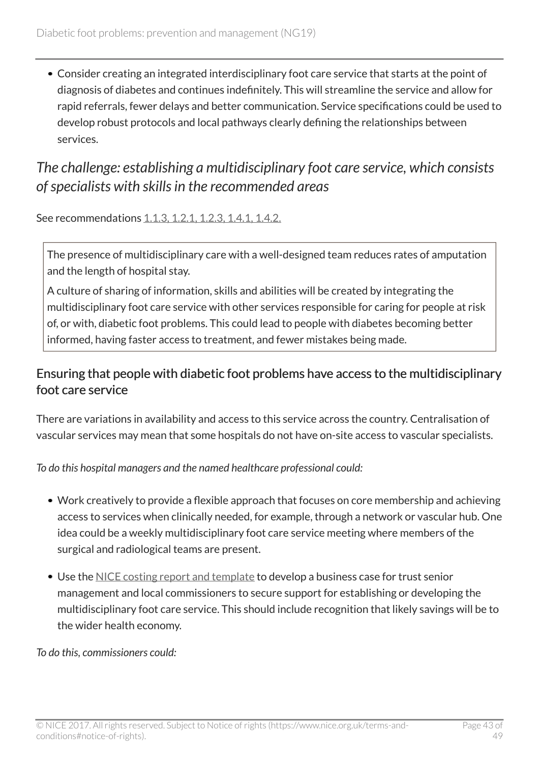- Consider creating an integrated interdisciplinary foot care service that starts at the point of diagnosis of diabetes and continues indefinitely. This will streamline the service and allow for rapid referrals, fewer delays and better communication. Service specifications could be used to develop robust protocols and local pathways clearly defining the relationships between services.

## *The challenge: establishing a multidisciplinary foot care service, which consists of specialists with skills in the recommended areas*

See recommendations 1.1.3, 1.2.1, 1.2.3, 1.4.1, 1.4.2.

> The presence of multidisciplinary care with a well-designed team reduces rates of amputation and the length of hospital stay.
>
> A culture of sharing of information, skills and abilities will be created by integrating the multidisciplinary foot care service with other services responsible for caring for people at risk of, or with, diabetic foot problems. This could lead to people with diabetes becoming better informed, having faster access to treatment, and fewer mistakes being made.

### Ensuring that people with diabetic foot problems have access to the multidisciplinary foot care service

There are variations in availability and access to this service across the country. Centralisation of vascular services may mean that some hospitals do not have on-site access to vascular specialists.

*To do this hospital managers and the named healthcare professional could:*

- Work creatively to provide a flexible approach that focuses on core membership and achieving access to services when clinically needed, for example, through a network or vascular hub. One idea could be a weekly multidisciplinary foot care service meeting where members of the surgical and radiological teams are present.
- Use the NICE costing report and template to develop a business case for trust senior management and local commissioners to secure support for establishing or developing the multidisciplinary foot care service. This should include recognition that likely savings will be to the wider health economy.

*To do this, commissioners could:*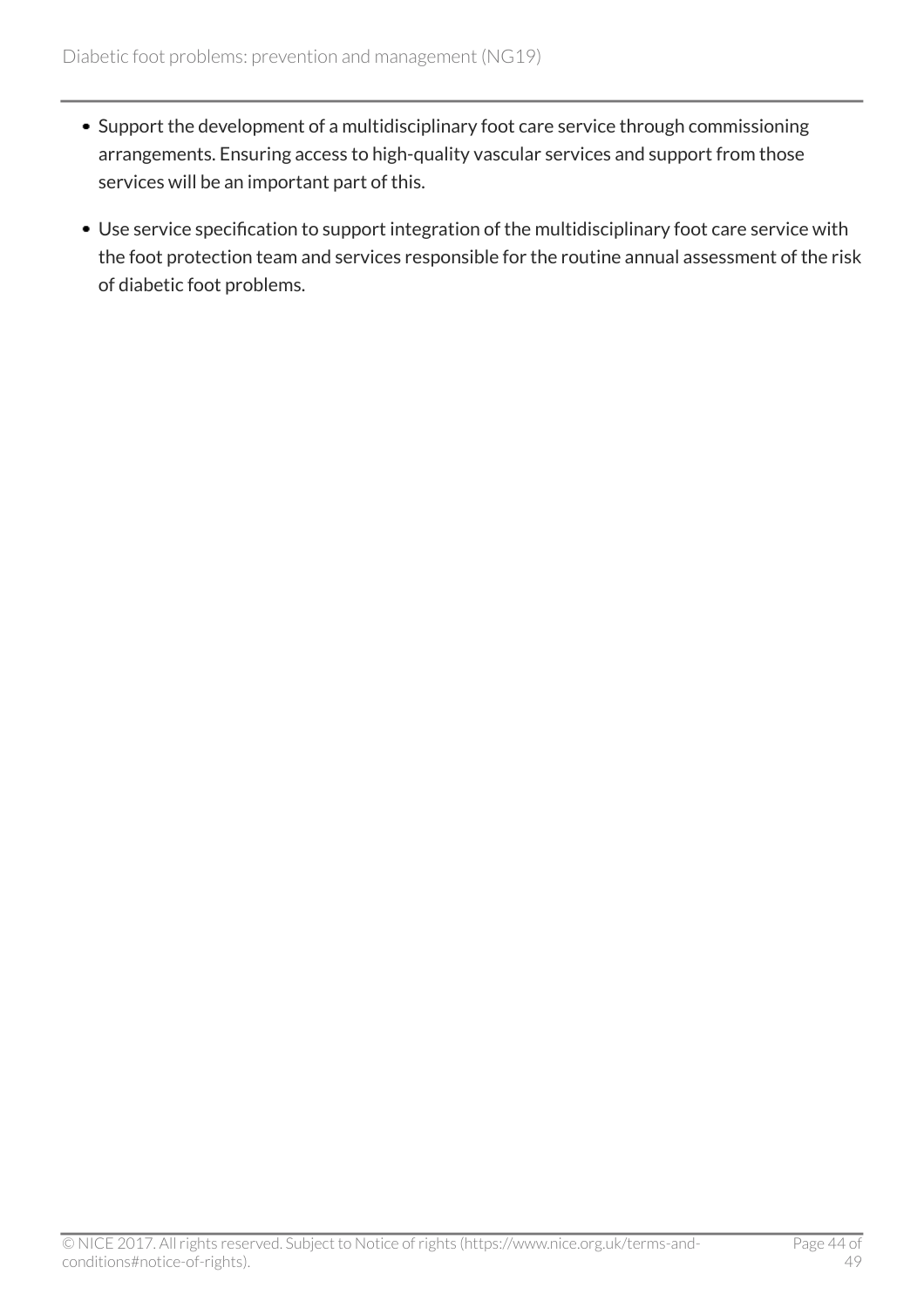- Support the development of a multidisciplinary foot care service through commissioning arrangements. Ensuring access to high-quality vascular services and support from those services will be an important part of this.
- Use service specification to support integration of the multidisciplinary foot care service with the foot protection team and services responsible for the routine annual assessment of the risk of diabetic foot problems.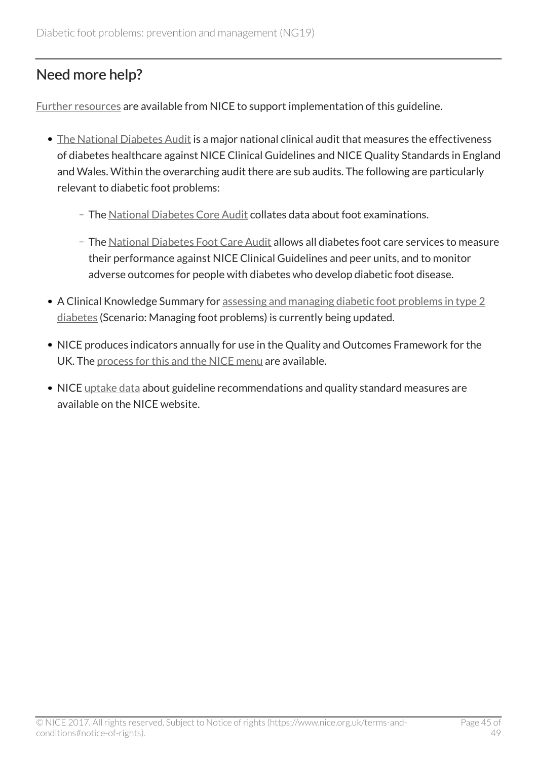## Need more help?

Further resources are available from NICE to support implementation of this guideline.

- The National Diabetes Audit is a major national clinical audit that measures the effectiveness of diabetes healthcare against NICE Clinical Guidelines and NICE Quality Standards in England and Wales. Within the overarching audit there are sub audits. The following are particularly relevant to diabetic foot problems:
  - The National Diabetes Core Audit collates data about foot examinations.
  - The National Diabetes Foot Care Audit allows all diabetes foot care services to measure their performance against NICE Clinical Guidelines and peer units, and to monitor adverse outcomes for people with diabetes who develop diabetic foot disease.
- A Clinical Knowledge Summary for assessing and managing diabetic foot problems in type 2 diabetes (Scenario: Managing foot problems) is currently being updated.
- NICE produces indicators annually for use in the Quality and Outcomes Framework for the UK. The process for this and the NICE menu are available.
- NICE uptake data about guideline recommendations and quality standard measures are available on the NICE website.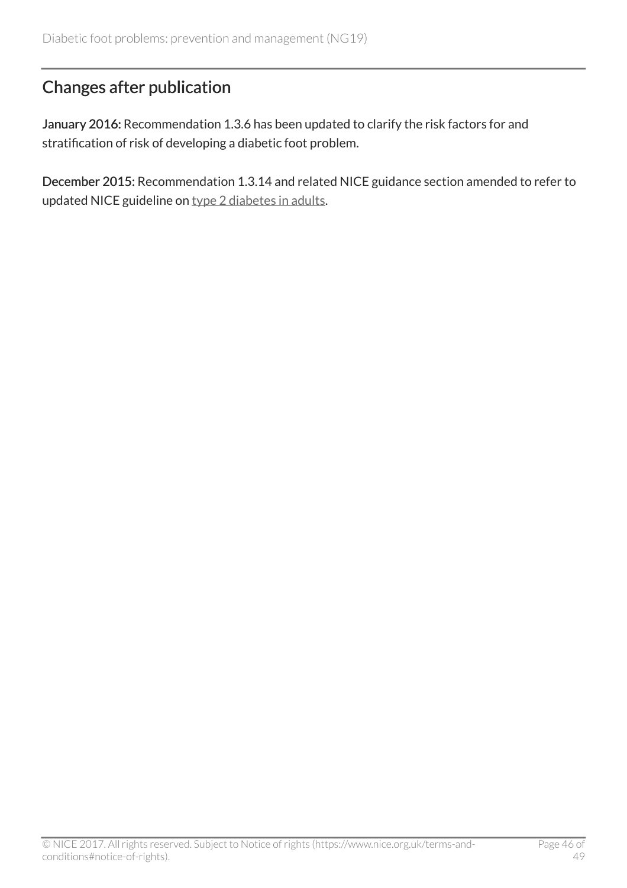## Changes after publication

**January 2016:** Recommendation 1.3.6 has been updated to clarify the risk factors for and stratification of risk of developing a diabetic foot problem.

**December 2015:** Recommendation 1.3.14 and related NICE guidance section amended to refer to updated NICE guideline on type 2 diabetes in adults.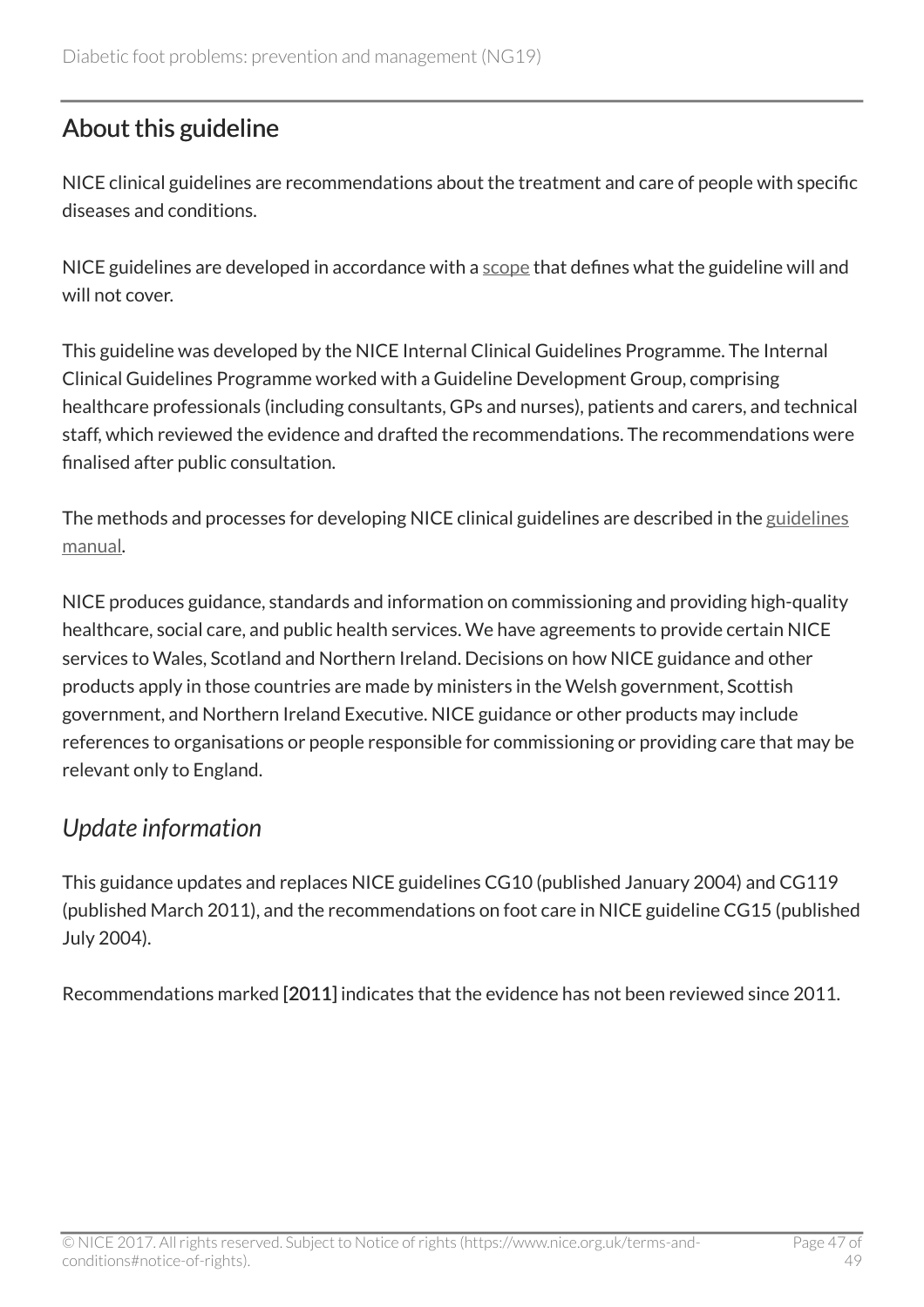## About this guideline

NICE clinical guidelines are recommendations about the treatment and care of people with specific diseases and conditions.

NICE guidelines are developed in accordance with a scope that defines what the guideline will and will not cover.

This guideline was developed by the NICE Internal Clinical Guidelines Programme. The Internal Clinical Guidelines Programme worked with a Guideline Development Group, comprising healthcare professionals (including consultants, GPs and nurses), patients and carers, and technical staff, which reviewed the evidence and drafted the recommendations. The recommendations were finalised after public consultation.

The methods and processes for developing NICE clinical guidelines are described in the guidelines manual.

NICE produces guidance, standards and information on commissioning and providing high-quality healthcare, social care, and public health services. We have agreements to provide certain NICE services to Wales, Scotland and Northern Ireland. Decisions on how NICE guidance and other products apply in those countries are made by ministers in the Welsh government, Scottish government, and Northern Ireland Executive. NICE guidance or other products may include references to organisations or people responsible for commissioning or providing care that may be relevant only to England.

### *Update information*

This guidance updates and replaces NICE guidelines CG10 (published January 2004) and CG119 (published March 2011), and the recommendations on foot care in NICE guideline CG15 (published July 2004).

Recommendations marked [2011] indicates that the evidence has not been reviewed since 2011.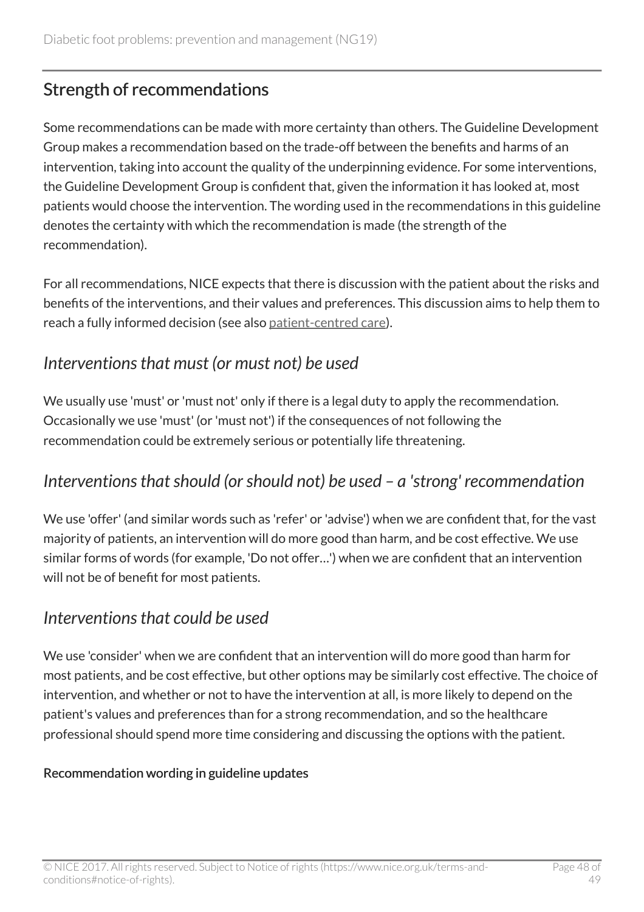## Strength of recommendations

Some recommendations can be made with more certainty than others. The Guideline Development Group makes a recommendation based on the trade-off between the benefits and harms of an intervention, taking into account the quality of the underpinning evidence. For some interventions, the Guideline Development Group is confident that, given the information it has looked at, most patients would choose the intervention. The wording used in the recommendations in this guideline denotes the certainty with which the recommendation is made (the strength of the recommendation).

For all recommendations, NICE expects that there is discussion with the patient about the risks and benefits of the interventions, and their values and preferences. This discussion aims to help them to reach a fully informed decision (see also patient-centred care).

### *Interventions that must (or must not) be used*

We usually use 'must' or 'must not' only if there is a legal duty to apply the recommendation. Occasionally we use 'must' (or 'must not') if the consequences of not following the recommendation could be extremely serious or potentially life threatening.

### *Interventions that should (or should not) be used – a 'strong' recommendation*

We use 'offer' (and similar words such as 'refer' or 'advise') when we are confident that, for the vast majority of patients, an intervention will do more good than harm, and be cost effective. We use similar forms of words (for example, 'Do not offer…') when we are confident that an intervention will not be of benefit for most patients.

### *Interventions that could be used*

We use 'consider' when we are confident that an intervention will do more good than harm for most patients, and be cost effective, but other options may be similarly cost effective. The choice of intervention, and whether or not to have the intervention at all, is more likely to depend on the patient's values and preferences than for a strong recommendation, and so the healthcare professional should spend more time considering and discussing the options with the patient.

#### Recommendation wording in guideline updates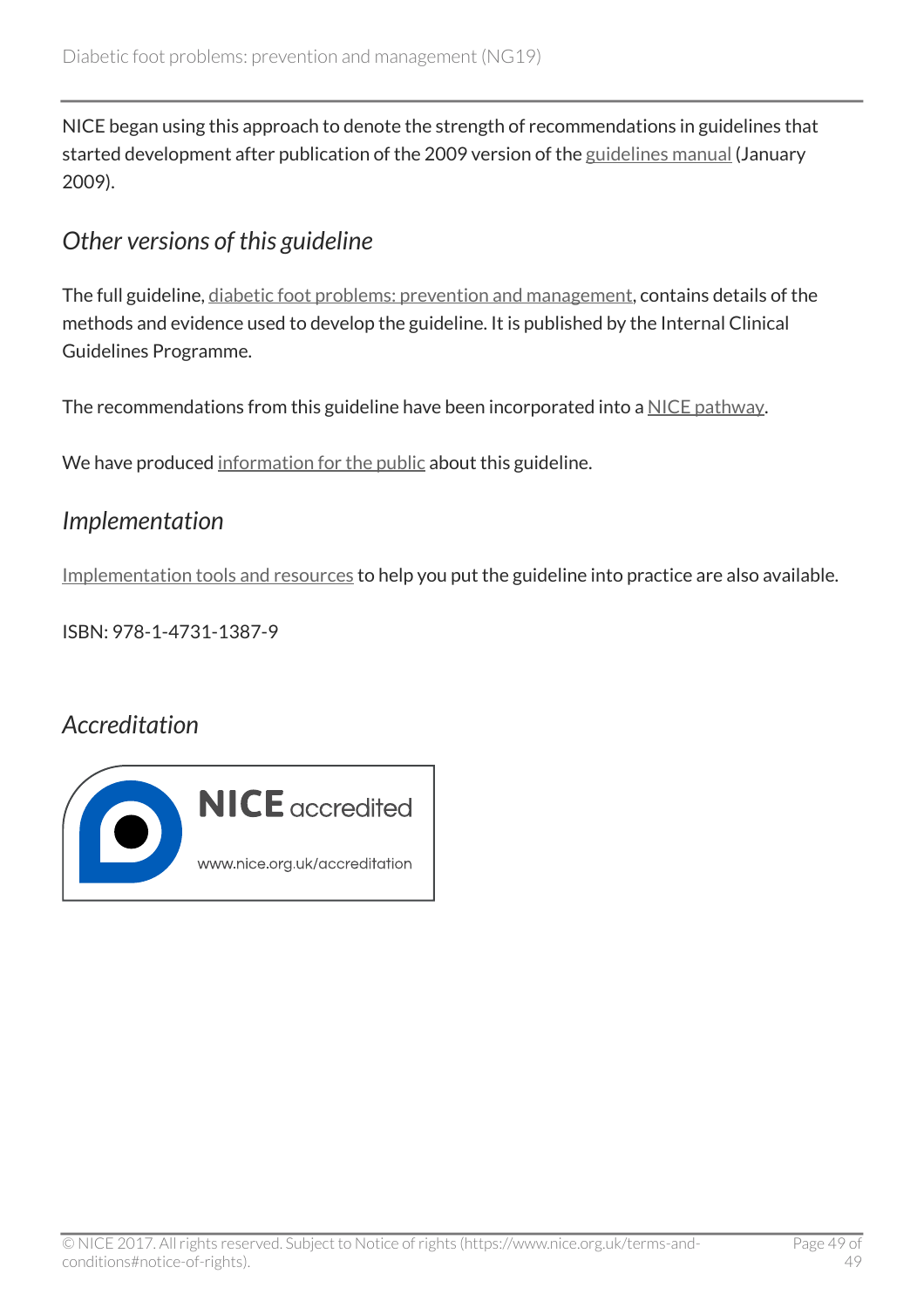NICE began using this approach to denote the strength of recommendations in guidelines that started development after publication of the 2009 version of the guidelines manual (January 2009).

## Other versions of this guideline

The full guideline, diabetic foot problems: prevention and management, contains details of the methods and evidence used to develop the guideline. It is published by the Internal Clinical Guidelines Programme.

The recommendations from this guideline have been incorporated into a NICE pathway.

We have produced information for the public about this guideline.

## Implementation

Implementation tools and resources to help you put the guideline into practice are also available.

ISBN: 978-1-4731-1387-9

## Accreditation

NICE accredited

www.nice.org.uk/accreditation